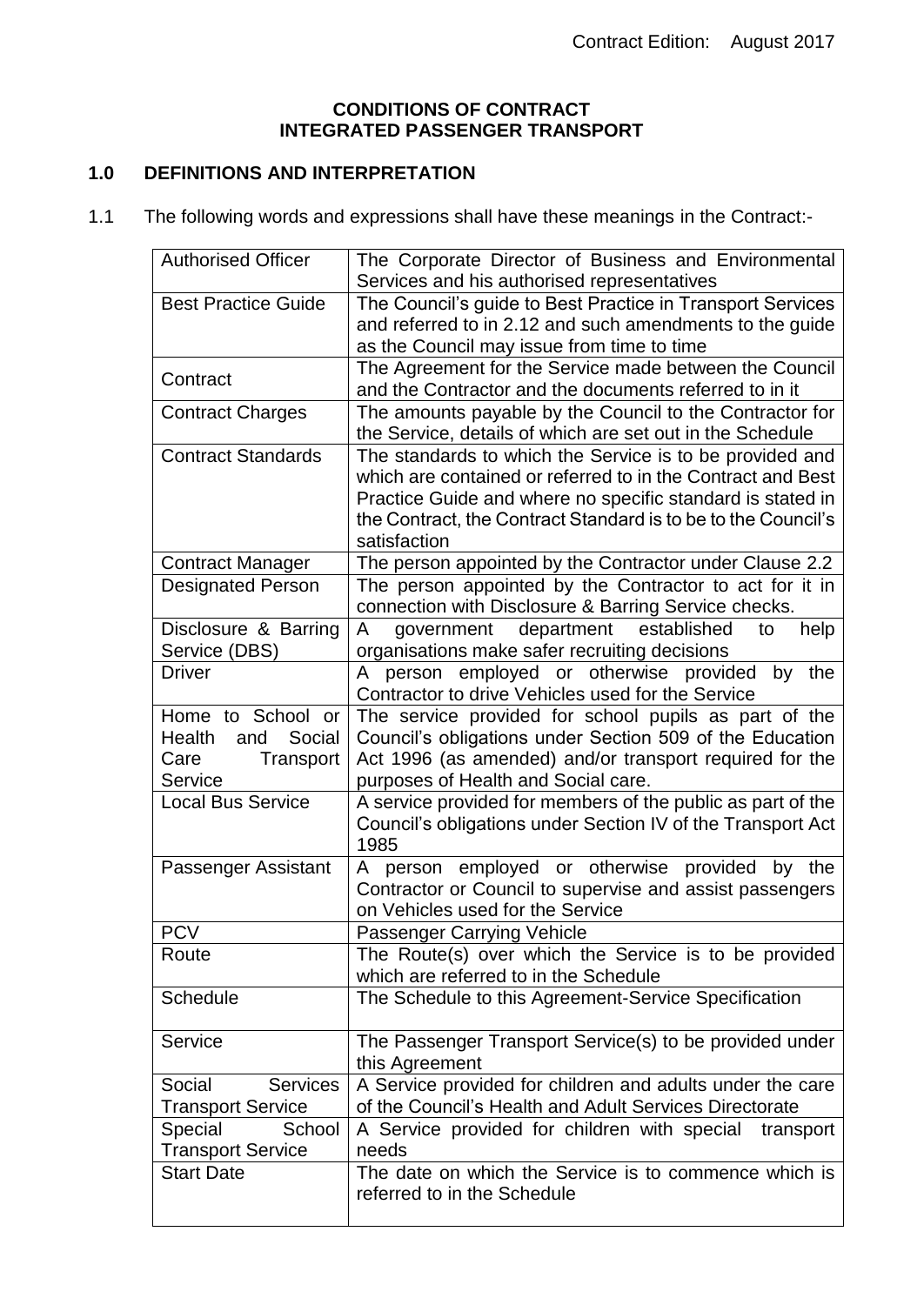Contract Edition: August 2017

**CONDITIONS OF CONTRACT**
**INTEGRATED PASSENGER TRANSPORT**

## 1.0 DEFINITIONS AND INTERPRETATION

1.1 The following words and expressions shall have these meanings in the Contract:-

| | |
|---|---|
| Authorised Officer | The Corporate Director of Business and Environmental Services and his authorised representatives |
| Best Practice Guide | The Council's guide to Best Practice in Transport Services and referred to in 2.12 and such amendments to the guide as the Council may issue from time to time |
| Contract | The Agreement for the Service made between the Council and the Contractor and the documents referred to in it |
| Contract Charges | The amounts payable by the Council to the Contractor for the Service, details of which are set out in the Schedule |
| Contract Standards | The standards to which the Service is to be provided and which are contained or referred to in the Contract and Best Practice Guide and where no specific standard is stated in the Contract, the Contract Standard is to be to the Council's satisfaction |
| Contract Manager | The person appointed by the Contractor under Clause 2.2 |
| Designated Person | The person appointed by the Contractor to act for it in connection with Disclosure & Barring Service checks. |
| Disclosure & Barring Service (DBS) | A government department established to help organisations make safer recruiting decisions |
| Driver | A person employed or otherwise provided by the Contractor to drive Vehicles used for the Service |
| Home to School or Health and Social Care Transport Service | The service provided for school pupils as part of the Council's obligations under Section 509 of the Education Act 1996 (as amended) and/or transport required for the purposes of Health and Social care. |
| Local Bus Service | A service provided for members of the public as part of the Council's obligations under Section IV of the Transport Act 1985 |
| Passenger Assistant | A person employed or otherwise provided by the Contractor or Council to supervise and assist passengers on Vehicles used for the Service |
| PCV | Passenger Carrying Vehicle |
| Route | The Route(s) over which the Service is to be provided which are referred to in the Schedule |
| Schedule | The Schedule to this Agreement-Service Specification |
| Service | The Passenger Transport Service(s) to be provided under this Agreement |
| Social Services Transport Service | A Service provided for children and adults under the care of the Council's Health and Adult Services Directorate |
| Special School Transport Service | A Service provided for children with special transport needs |
| Start Date | The date on which the Service is to commence which is referred to in the Schedule |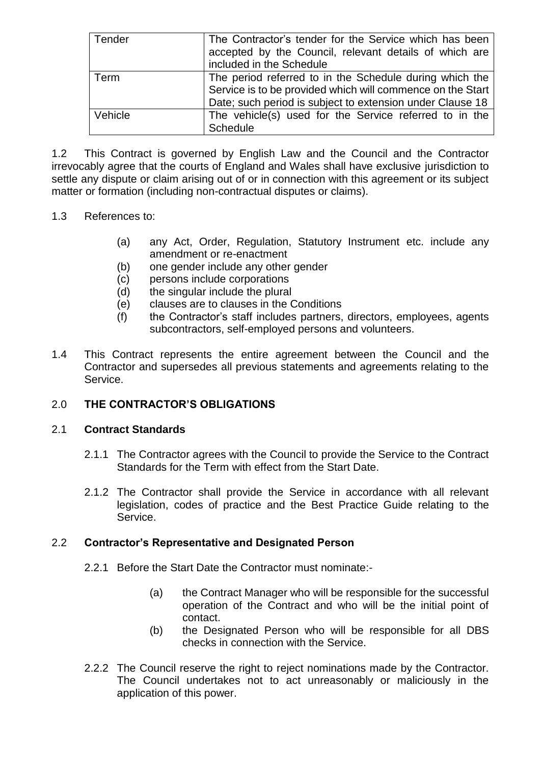| | |
|---|---|
| Tender | The Contractor's tender for the Service which has been accepted by the Council, relevant details of which are included in the Schedule |
| Term | The period referred to in the Schedule during which the Service is to be provided which will commence on the Start Date; such period is subject to extension under Clause 18 |
| Vehicle | The vehicle(s) used for the Service referred to in the Schedule |

1.2 This Contract is governed by English Law and the Council and the Contractor irrevocably agree that the courts of England and Wales shall have exclusive jurisdiction to settle any dispute or claim arising out of or in connection with this agreement or its subject matter or formation (including non-contractual disputes or claims).

1.3 References to:

- (a) any Act, Order, Regulation, Statutory Instrument etc. include any amendment or re-enactment
- (b) one gender include any other gender
- (c) persons include corporations
- (d) the singular include the plural
- (e) clauses are to clauses in the Conditions
- (f) the Contractor's staff includes partners, directors, employees, agents subcontractors, self-employed persons and volunteers.

1.4 This Contract represents the entire agreement between the Council and the Contractor and supersedes all previous statements and agreements relating to the Service.

## 2.0 THE CONTRACTOR'S OBLIGATIONS

### 2.1 Contract Standards

2.1.1 The Contractor agrees with the Council to provide the Service to the Contract Standards for the Term with effect from the Start Date.

2.1.2 The Contractor shall provide the Service in accordance with all relevant legislation, codes of practice and the Best Practice Guide relating to the Service.

### 2.2 Contractor's Representative and Designated Person

2.2.1 Before the Start Date the Contractor must nominate:-

- (a) the Contract Manager who will be responsible for the successful operation of the Contract and who will be the initial point of contact.
- (b) the Designated Person who will be responsible for all DBS checks in connection with the Service.

2.2.2 The Council reserve the right to reject nominations made by the Contractor. The Council undertakes not to act unreasonably or maliciously in the application of this power.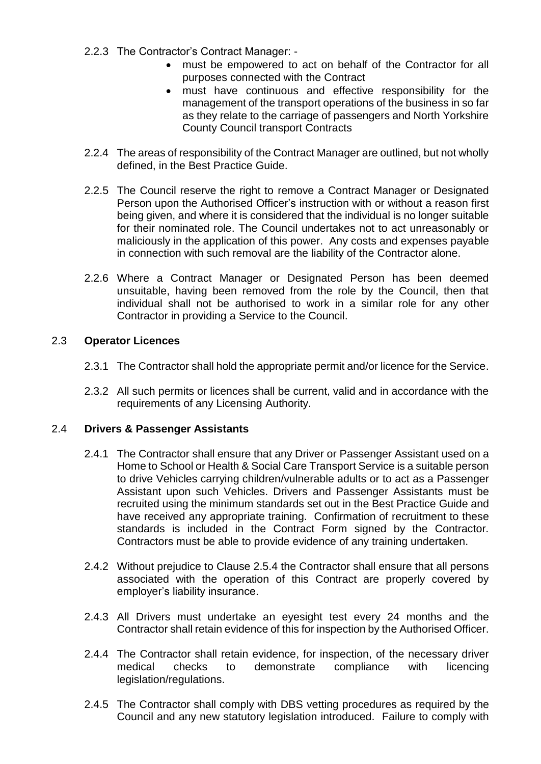2.2.3 The Contractor's Contract Manager: -

- must be empowered to act on behalf of the Contractor for all purposes connected with the Contract
- must have continuous and effective responsibility for the management of the transport operations of the business in so far as they relate to the carriage of passengers and North Yorkshire County Council transport Contracts

2.2.4 The areas of responsibility of the Contract Manager are outlined, but not wholly defined, in the Best Practice Guide.

2.2.5 The Council reserve the right to remove a Contract Manager or Designated Person upon the Authorised Officer's instruction with or without a reason first being given, and where it is considered that the individual is no longer suitable for their nominated role. The Council undertakes not to act unreasonably or maliciously in the application of this power. Any costs and expenses payable in connection with such removal are the liability of the Contractor alone.

2.2.6 Where a Contract Manager or Designated Person has been deemed unsuitable, having been removed from the role by the Council, then that individual shall not be authorised to work in a similar role for any other Contractor in providing a Service to the Council.

## 2.3 Operator Licences

2.3.1 The Contractor shall hold the appropriate permit and/or licence for the Service.

2.3.2 All such permits or licences shall be current, valid and in accordance with the requirements of any Licensing Authority.

## 2.4 Drivers & Passenger Assistants

2.4.1 The Contractor shall ensure that any Driver or Passenger Assistant used on a Home to School or Health & Social Care Transport Service is a suitable person to drive Vehicles carrying children/vulnerable adults or to act as a Passenger Assistant upon such Vehicles. Drivers and Passenger Assistants must be recruited using the minimum standards set out in the Best Practice Guide and have received any appropriate training. Confirmation of recruitment to these standards is included in the Contract Form signed by the Contractor. Contractors must be able to provide evidence of any training undertaken.

2.4.2 Without prejudice to Clause 2.5.4 the Contractor shall ensure that all persons associated with the operation of this Contract are properly covered by employer's liability insurance.

2.4.3 All Drivers must undertake an eyesight test every 24 months and the Contractor shall retain evidence of this for inspection by the Authorised Officer.

2.4.4 The Contractor shall retain evidence, for inspection, of the necessary driver medical checks to demonstrate compliance with licencing legislation/regulations.

2.4.5 The Contractor shall comply with DBS vetting procedures as required by the Council and any new statutory legislation introduced. Failure to comply with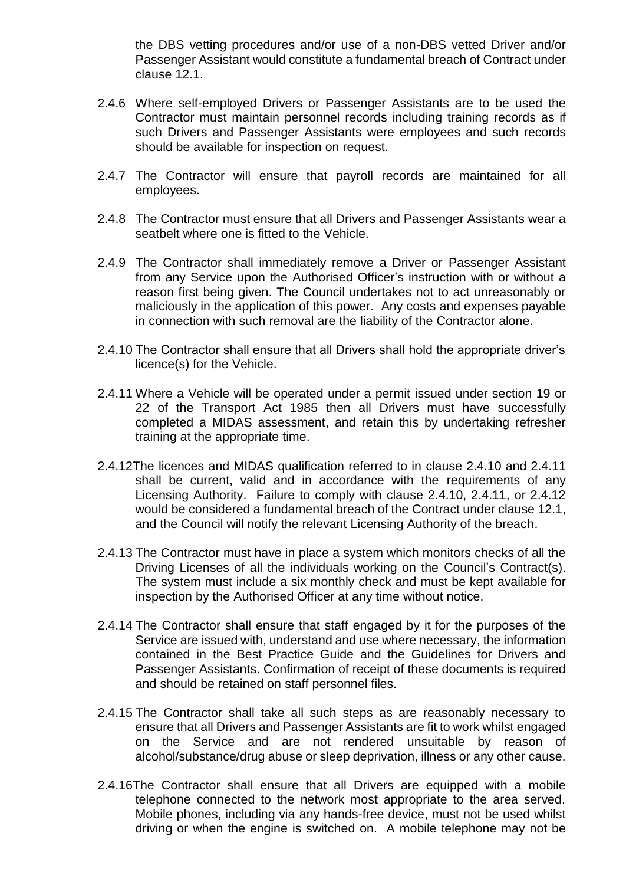the DBS vetting procedures and/or use of a non-DBS vetted Driver and/or Passenger Assistant would constitute a fundamental breach of Contract under clause 12.1.

2.4.6 Where self-employed Drivers or Passenger Assistants are to be used the Contractor must maintain personnel records including training records as if such Drivers and Passenger Assistants were employees and such records should be available for inspection on request.

2.4.7 The Contractor will ensure that payroll records are maintained for all employees.

2.4.8 The Contractor must ensure that all Drivers and Passenger Assistants wear a seatbelt where one is fitted to the Vehicle.

2.4.9 The Contractor shall immediately remove a Driver or Passenger Assistant from any Service upon the Authorised Officer's instruction with or without a reason first being given. The Council undertakes not to act unreasonably or maliciously in the application of this power. Any costs and expenses payable in connection with such removal are the liability of the Contractor alone.

2.4.10 The Contractor shall ensure that all Drivers shall hold the appropriate driver's licence(s) for the Vehicle.

2.4.11 Where a Vehicle will be operated under a permit issued under section 19 or 22 of the Transport Act 1985 then all Drivers must have successfully completed a MIDAS assessment, and retain this by undertaking refresher training at the appropriate time.

2.4.12 The licences and MIDAS qualification referred to in clause 2.4.10 and 2.4.11 shall be current, valid and in accordance with the requirements of any Licensing Authority. Failure to comply with clause 2.4.10, 2.4.11, or 2.4.12 would be considered a fundamental breach of the Contract under clause 12.1, and the Council will notify the relevant Licensing Authority of the breach.

2.4.13 The Contractor must have in place a system which monitors checks of all the Driving Licenses of all the individuals working on the Council's Contract(s). The system must include a six monthly check and must be kept available for inspection by the Authorised Officer at any time without notice.

2.4.14 The Contractor shall ensure that staff engaged by it for the purposes of the Service are issued with, understand and use where necessary, the information contained in the Best Practice Guide and the Guidelines for Drivers and Passenger Assistants. Confirmation of receipt of these documents is required and should be retained on staff personnel files.

2.4.15 The Contractor shall take all such steps as are reasonably necessary to ensure that all Drivers and Passenger Assistants are fit to work whilst engaged on the Service and are not rendered unsuitable by reason of alcohol/substance/drug abuse or sleep deprivation, illness or any other cause.

2.4.16 The Contractor shall ensure that all Drivers are equipped with a mobile telephone connected to the network most appropriate to the area served. Mobile phones, including via any hands-free device, must not be used whilst driving or when the engine is switched on. A mobile telephone may not be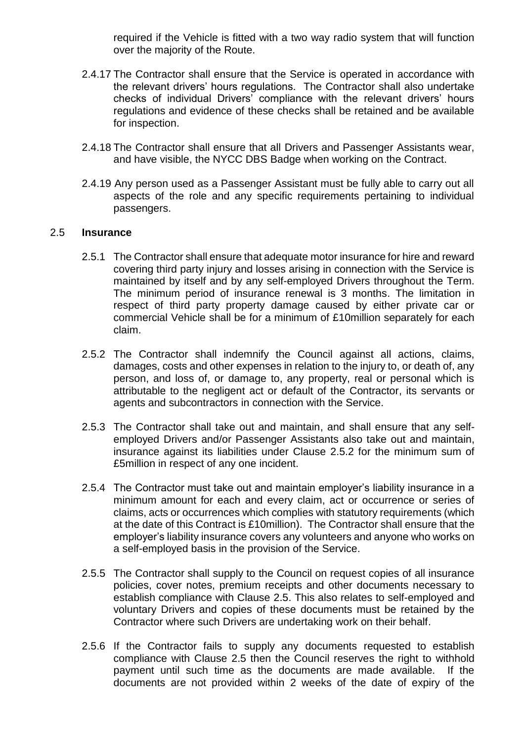required if the Vehicle is fitted with a two way radio system that will function over the majority of the Route.

2.4.17 The Contractor shall ensure that the Service is operated in accordance with the relevant drivers' hours regulations. The Contractor shall also undertake checks of individual Drivers' compliance with the relevant drivers' hours regulations and evidence of these checks shall be retained and be available for inspection.

2.4.18 The Contractor shall ensure that all Drivers and Passenger Assistants wear, and have visible, the NYCC DBS Badge when working on the Contract.

2.4.19 Any person used as a Passenger Assistant must be fully able to carry out all aspects of the role and any specific requirements pertaining to individual passengers.

## 2.5 **Insurance**

2.5.1 The Contractor shall ensure that adequate motor insurance for hire and reward covering third party injury and losses arising in connection with the Service is maintained by itself and by any self-employed Drivers throughout the Term. The minimum period of insurance renewal is 3 months. The limitation in respect of third party property damage caused by either private car or commercial Vehicle shall be for a minimum of £10million separately for each claim.

2.5.2 The Contractor shall indemnify the Council against all actions, claims, damages, costs and other expenses in relation to the injury to, or death of, any person, and loss of, or damage to, any property, real or personal which is attributable to the negligent act or default of the Contractor, its servants or agents and subcontractors in connection with the Service.

2.5.3 The Contractor shall take out and maintain, and shall ensure that any self-employed Drivers and/or Passenger Assistants also take out and maintain, insurance against its liabilities under Clause 2.5.2 for the minimum sum of £5million in respect of any one incident.

2.5.4 The Contractor must take out and maintain employer's liability insurance in a minimum amount for each and every claim, act or occurrence or series of claims, acts or occurrences which complies with statutory requirements (which at the date of this Contract is £10million). The Contractor shall ensure that the employer's liability insurance covers any volunteers and anyone who works on a self-employed basis in the provision of the Service.

2.5.5 The Contractor shall supply to the Council on request copies of all insurance policies, cover notes, premium receipts and other documents necessary to establish compliance with Clause 2.5. This also relates to self-employed and voluntary Drivers and copies of these documents must be retained by the Contractor where such Drivers are undertaking work on their behalf.

2.5.6 If the Contractor fails to supply any documents requested to establish compliance with Clause 2.5 then the Council reserves the right to withhold payment until such time as the documents are made available. If the documents are not provided within 2 weeks of the date of expiry of the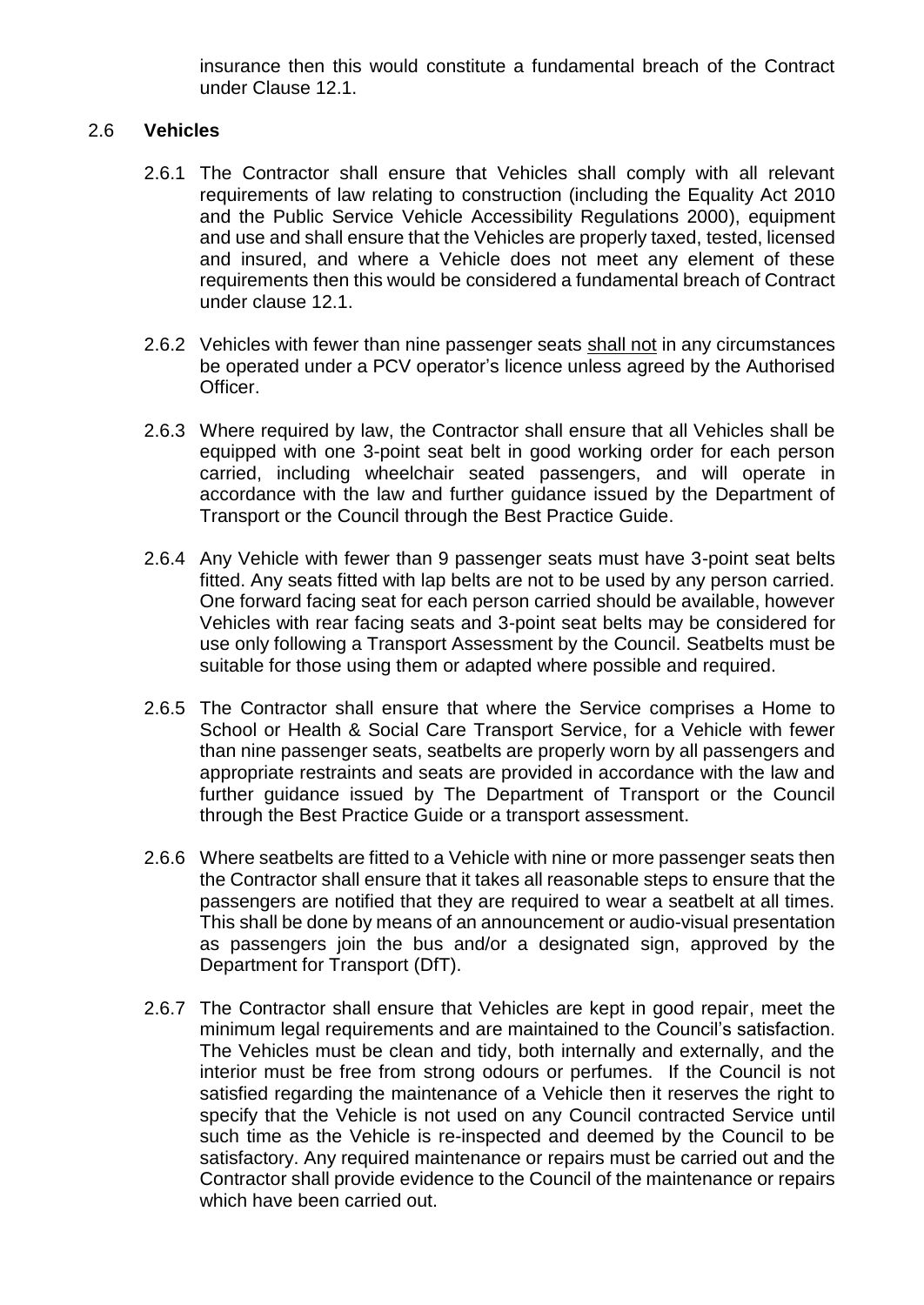insurance then this would constitute a fundamental breach of the Contract under Clause 12.1.

### 2.6 **Vehicles**

2.6.1 The Contractor shall ensure that Vehicles shall comply with all relevant requirements of law relating to construction (including the Equality Act 2010 and the Public Service Vehicle Accessibility Regulations 2000), equipment and use and shall ensure that the Vehicles are properly taxed, tested, licensed and insured, and where a Vehicle does not meet any element of these requirements then this would be considered a fundamental breach of Contract under clause 12.1.

2.6.2 Vehicles with fewer than nine passenger seats shall not in any circumstances be operated under a PCV operator's licence unless agreed by the Authorised Officer.

2.6.3 Where required by law, the Contractor shall ensure that all Vehicles shall be equipped with one 3-point seat belt in good working order for each person carried, including wheelchair seated passengers, and will operate in accordance with the law and further guidance issued by the Department of Transport or the Council through the Best Practice Guide.

2.6.4 Any Vehicle with fewer than 9 passenger seats must have 3-point seat belts fitted. Any seats fitted with lap belts are not to be used by any person carried. One forward facing seat for each person carried should be available, however Vehicles with rear facing seats and 3-point seat belts may be considered for use only following a Transport Assessment by the Council. Seatbelts must be suitable for those using them or adapted where possible and required.

2.6.5 The Contractor shall ensure that where the Service comprises a Home to School or Health & Social Care Transport Service, for a Vehicle with fewer than nine passenger seats, seatbelts are properly worn by all passengers and appropriate restraints and seats are provided in accordance with the law and further guidance issued by The Department of Transport or the Council through the Best Practice Guide or a transport assessment.

2.6.6 Where seatbelts are fitted to a Vehicle with nine or more passenger seats then the Contractor shall ensure that it takes all reasonable steps to ensure that the passengers are notified that they are required to wear a seatbelt at all times. This shall be done by means of an announcement or audio-visual presentation as passengers join the bus and/or a designated sign, approved by the Department for Transport (DfT).

2.6.7 The Contractor shall ensure that Vehicles are kept in good repair, meet the minimum legal requirements and are maintained to the Council's satisfaction. The Vehicles must be clean and tidy, both internally and externally, and the interior must be free from strong odours or perfumes. If the Council is not satisfied regarding the maintenance of a Vehicle then it reserves the right to specify that the Vehicle is not used on any Council contracted Service until such time as the Vehicle is re-inspected and deemed by the Council to be satisfactory. Any required maintenance or repairs must be carried out and the Contractor shall provide evidence to the Council of the maintenance or repairs which have been carried out.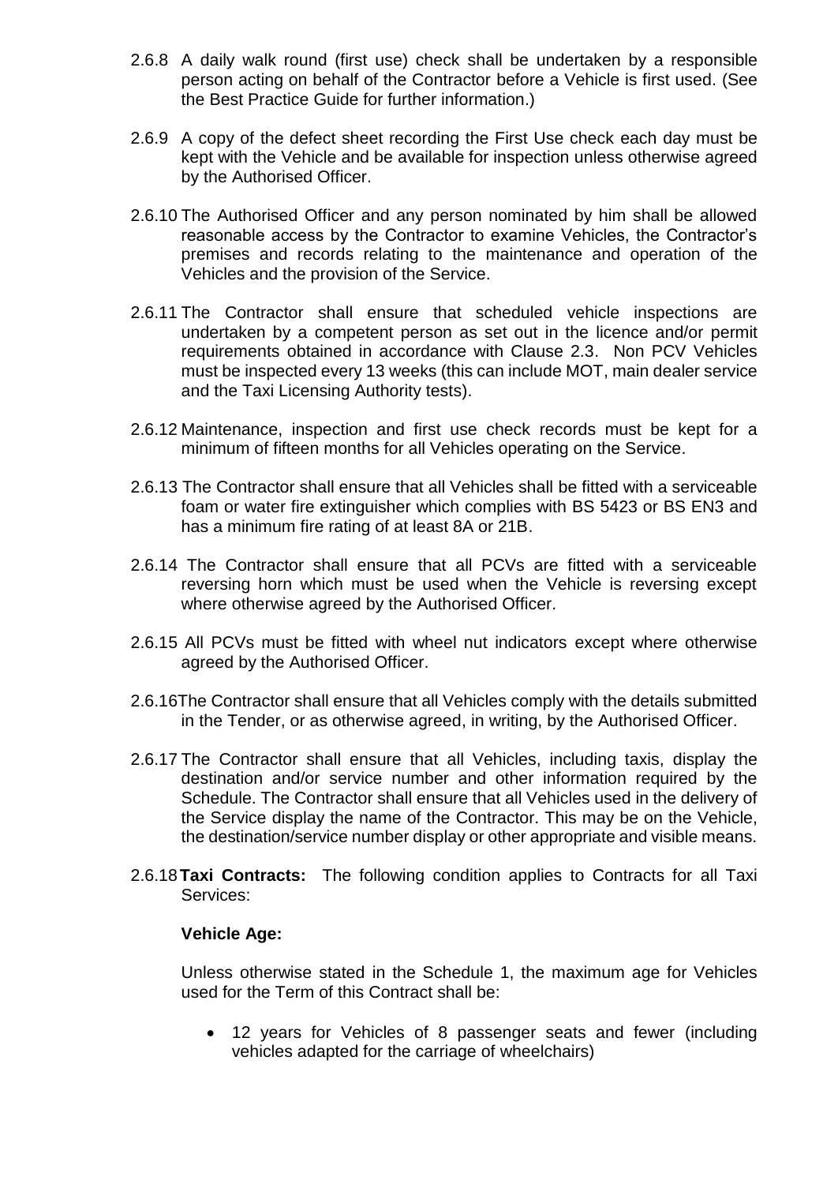2.6.8 A daily walk round (first use) check shall be undertaken by a responsible person acting on behalf of the Contractor before a Vehicle is first used. (See the Best Practice Guide for further information.)

2.6.9 A copy of the defect sheet recording the First Use check each day must be kept with the Vehicle and be available for inspection unless otherwise agreed by the Authorised Officer.

2.6.10 The Authorised Officer and any person nominated by him shall be allowed reasonable access by the Contractor to examine Vehicles, the Contractor's premises and records relating to the maintenance and operation of the Vehicles and the provision of the Service.

2.6.11 The Contractor shall ensure that scheduled vehicle inspections are undertaken by a competent person as set out in the licence and/or permit requirements obtained in accordance with Clause 2.3. Non PCV Vehicles must be inspected every 13 weeks (this can include MOT, main dealer service and the Taxi Licensing Authority tests).

2.6.12 Maintenance, inspection and first use check records must be kept for a minimum of fifteen months for all Vehicles operating on the Service.

2.6.13 The Contractor shall ensure that all Vehicles shall be fitted with a serviceable foam or water fire extinguisher which complies with BS 5423 or BS EN3 and has a minimum fire rating of at least 8A or 21B.

2.6.14 The Contractor shall ensure that all PCVs are fitted with a serviceable reversing horn which must be used when the Vehicle is reversing except where otherwise agreed by the Authorised Officer.

2.6.15 All PCVs must be fitted with wheel nut indicators except where otherwise agreed by the Authorised Officer.

2.6.16 The Contractor shall ensure that all Vehicles comply with the details submitted in the Tender, or as otherwise agreed, in writing, by the Authorised Officer.

2.6.17 The Contractor shall ensure that all Vehicles, including taxis, display the destination and/or service number and other information required by the Schedule. The Contractor shall ensure that all Vehicles used in the delivery of the Service display the name of the Contractor. This may be on the Vehicle, the destination/service number display or other appropriate and visible means.

2.6.18 **Taxi Contracts:** The following condition applies to Contracts for all Taxi Services:

**Vehicle Age:**

Unless otherwise stated in the Schedule 1, the maximum age for Vehicles used for the Term of this Contract shall be:

- 12 years for Vehicles of 8 passenger seats and fewer (including vehicles adapted for the carriage of wheelchairs)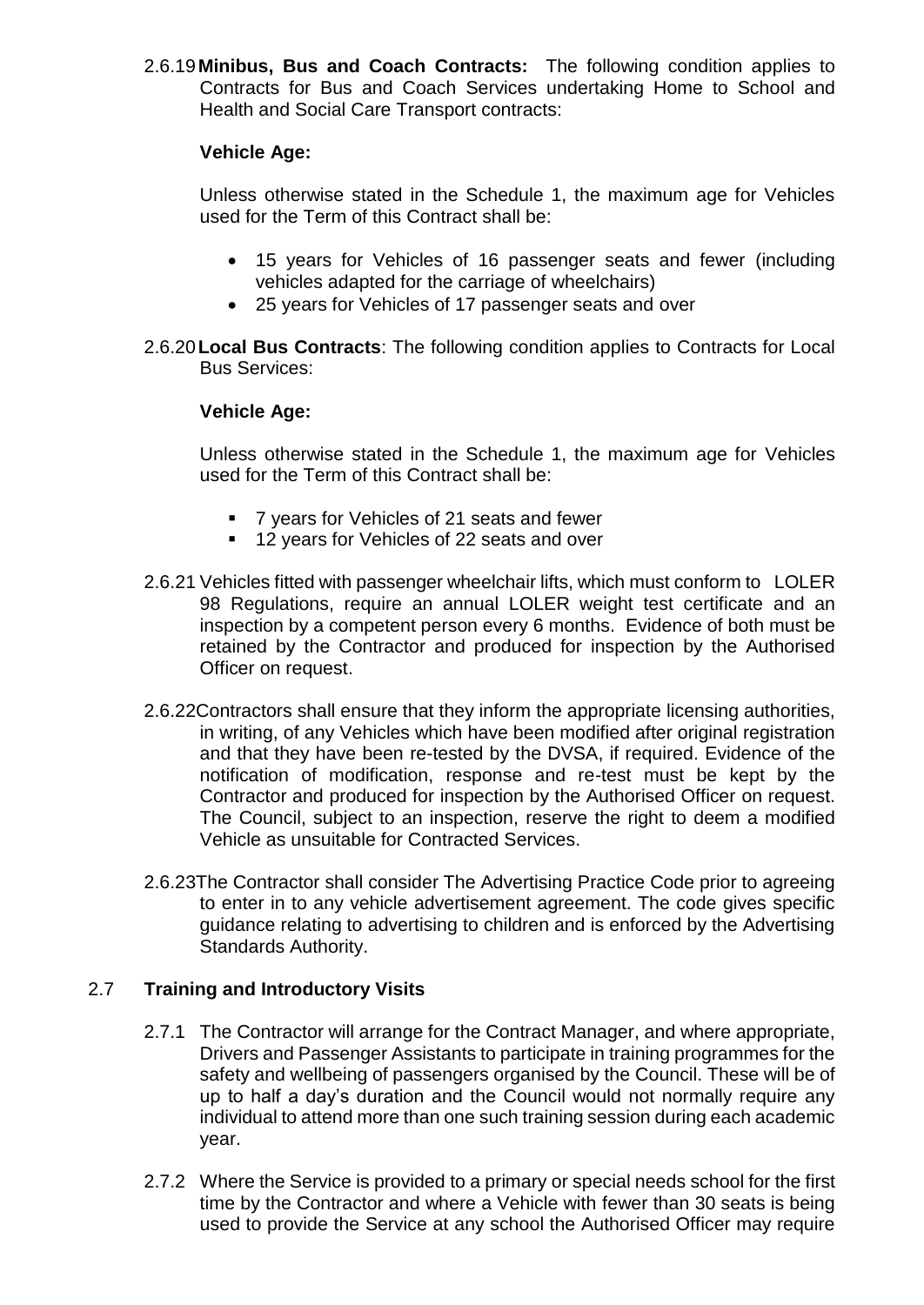2.6.19 **Minibus, Bus and Coach Contracts:** The following condition applies to Contracts for Bus and Coach Services undertaking Home to School and Health and Social Care Transport contracts:

**Vehicle Age:**

Unless otherwise stated in the Schedule 1, the maximum age for Vehicles used for the Term of this Contract shall be:

- 15 years for Vehicles of 16 passenger seats and fewer (including vehicles adapted for the carriage of wheelchairs)
- 25 years for Vehicles of 17 passenger seats and over

2.6.20 **Local Bus Contracts**: The following condition applies to Contracts for Local Bus Services:

**Vehicle Age:**

Unless otherwise stated in the Schedule 1, the maximum age for Vehicles used for the Term of this Contract shall be:

- 7 years for Vehicles of 21 seats and fewer
- 12 years for Vehicles of 22 seats and over

2.6.21 Vehicles fitted with passenger wheelchair lifts, which must conform to LOLER 98 Regulations, require an annual LOLER weight test certificate and an inspection by a competent person every 6 months. Evidence of both must be retained by the Contractor and produced for inspection by the Authorised Officer on request.

2.6.22 Contractors shall ensure that they inform the appropriate licensing authorities, in writing, of any Vehicles which have been modified after original registration and that they have been re-tested by the DVSA, if required. Evidence of the notification of modification, response and re-test must be kept by the Contractor and produced for inspection by the Authorised Officer on request. The Council, subject to an inspection, reserve the right to deem a modified Vehicle as unsuitable for Contracted Services.

2.6.23 The Contractor shall consider The Advertising Practice Code prior to agreeing to enter in to any vehicle advertisement agreement. The code gives specific guidance relating to advertising to children and is enforced by the Advertising Standards Authority.

## 2.7 Training and Introductory Visits

2.7.1 The Contractor will arrange for the Contract Manager, and where appropriate, Drivers and Passenger Assistants to participate in training programmes for the safety and wellbeing of passengers organised by the Council. These will be of up to half a day's duration and the Council would not normally require any individual to attend more than one such training session during each academic year.

2.7.2 Where the Service is provided to a primary or special needs school for the first time by the Contractor and where a Vehicle with fewer than 30 seats is being used to provide the Service at any school the Authorised Officer may require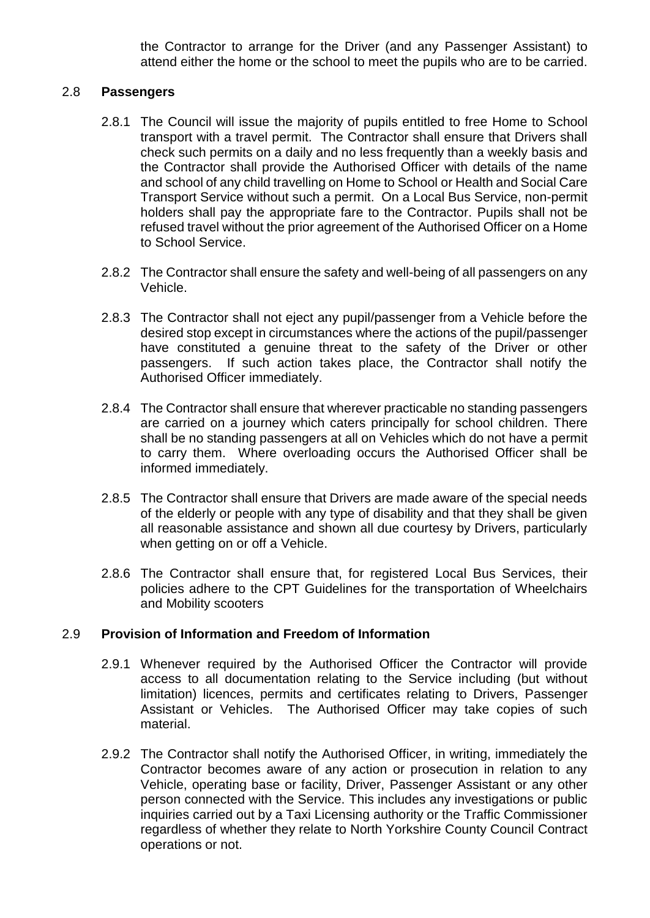the Contractor to arrange for the Driver (and any Passenger Assistant) to attend either the home or the school to meet the pupils who are to be carried.

## 2.8 Passengers

2.8.1 The Council will issue the majority of pupils entitled to free Home to School transport with a travel permit. The Contractor shall ensure that Drivers shall check such permits on a daily and no less frequently than a weekly basis and the Contractor shall provide the Authorised Officer with details of the name and school of any child travelling on Home to School or Health and Social Care Transport Service without such a permit. On a Local Bus Service, non-permit holders shall pay the appropriate fare to the Contractor. Pupils shall not be refused travel without the prior agreement of the Authorised Officer on a Home to School Service.

2.8.2 The Contractor shall ensure the safety and well-being of all passengers on any Vehicle.

2.8.3 The Contractor shall not eject any pupil/passenger from a Vehicle before the desired stop except in circumstances where the actions of the pupil/passenger have constituted a genuine threat to the safety of the Driver or other passengers. If such action takes place, the Contractor shall notify the Authorised Officer immediately.

2.8.4 The Contractor shall ensure that wherever practicable no standing passengers are carried on a journey which caters principally for school children. There shall be no standing passengers at all on Vehicles which do not have a permit to carry them. Where overloading occurs the Authorised Officer shall be informed immediately.

2.8.5 The Contractor shall ensure that Drivers are made aware of the special needs of the elderly or people with any type of disability and that they shall be given all reasonable assistance and shown all due courtesy by Drivers, particularly when getting on or off a Vehicle.

2.8.6 The Contractor shall ensure that, for registered Local Bus Services, their policies adhere to the CPT Guidelines for the transportation of Wheelchairs and Mobility scooters

## 2.9 Provision of Information and Freedom of Information

2.9.1 Whenever required by the Authorised Officer the Contractor will provide access to all documentation relating to the Service including (but without limitation) licences, permits and certificates relating to Drivers, Passenger Assistant or Vehicles. The Authorised Officer may take copies of such material.

2.9.2 The Contractor shall notify the Authorised Officer, in writing, immediately the Contractor becomes aware of any action or prosecution in relation to any Vehicle, operating base or facility, Driver, Passenger Assistant or any other person connected with the Service. This includes any investigations or public inquiries carried out by a Taxi Licensing authority or the Traffic Commissioner regardless of whether they relate to North Yorkshire County Council Contract operations or not.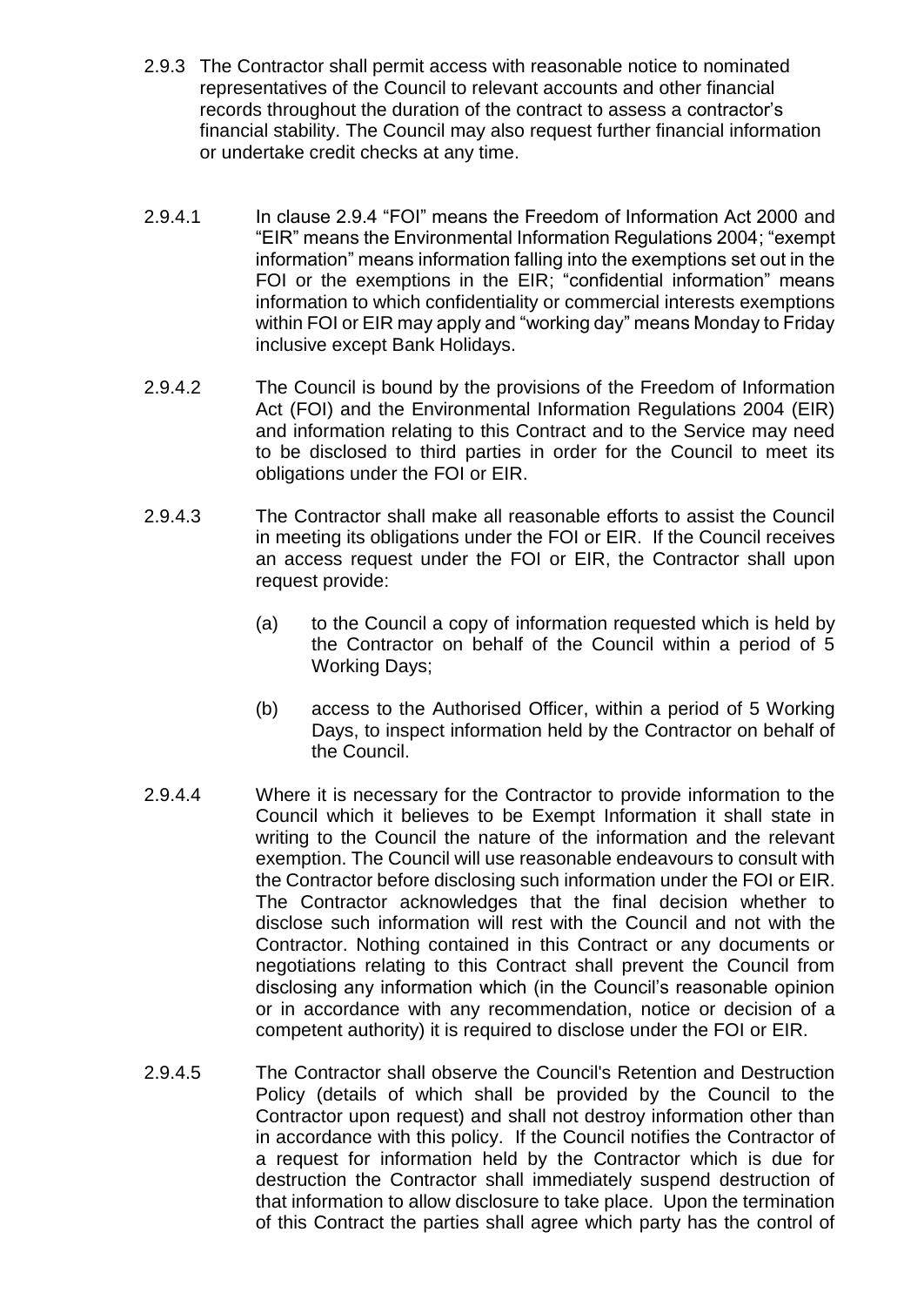2.9.3 The Contractor shall permit access with reasonable notice to nominated representatives of the Council to relevant accounts and other financial records throughout the duration of the contract to assess a contractor's financial stability. The Council may also request further financial information or undertake credit checks at any time.

2.9.4.1 In clause 2.9.4 "FOI" means the Freedom of Information Act 2000 and "EIR" means the Environmental Information Regulations 2004; "exempt information" means information falling into the exemptions set out in the FOI or the exemptions in the EIR; "confidential information" means information to which confidentiality or commercial interests exemptions within FOI or EIR may apply and "working day" means Monday to Friday inclusive except Bank Holidays.

2.9.4.2 The Council is bound by the provisions of the Freedom of Information Act (FOI) and the Environmental Information Regulations 2004 (EIR) and information relating to this Contract and to the Service may need to be disclosed to third parties in order for the Council to meet its obligations under the FOI or EIR.

2.9.4.3 The Contractor shall make all reasonable efforts to assist the Council in meeting its obligations under the FOI or EIR. If the Council receives an access request under the FOI or EIR, the Contractor shall upon request provide:

(a) to the Council a copy of information requested which is held by the Contractor on behalf of the Council within a period of 5 Working Days;

(b) access to the Authorised Officer, within a period of 5 Working Days, to inspect information held by the Contractor on behalf of the Council.

2.9.4.4 Where it is necessary for the Contractor to provide information to the Council which it believes to be Exempt Information it shall state in writing to the Council the nature of the information and the relevant exemption. The Council will use reasonable endeavours to consult with the Contractor before disclosing such information under the FOI or EIR. The Contractor acknowledges that the final decision whether to disclose such information will rest with the Council and not with the Contractor. Nothing contained in this Contract or any documents or negotiations relating to this Contract shall prevent the Council from disclosing any information which (in the Council's reasonable opinion or in accordance with any recommendation, notice or decision of a competent authority) it is required to disclose under the FOI or EIR.

2.9.4.5 The Contractor shall observe the Council's Retention and Destruction Policy (details of which shall be provided by the Council to the Contractor upon request) and shall not destroy information other than in accordance with this policy. If the Council notifies the Contractor of a request for information held by the Contractor which is due for destruction the Contractor shall immediately suspend destruction of that information to allow disclosure to take place. Upon the termination of this Contract the parties shall agree which party has the control of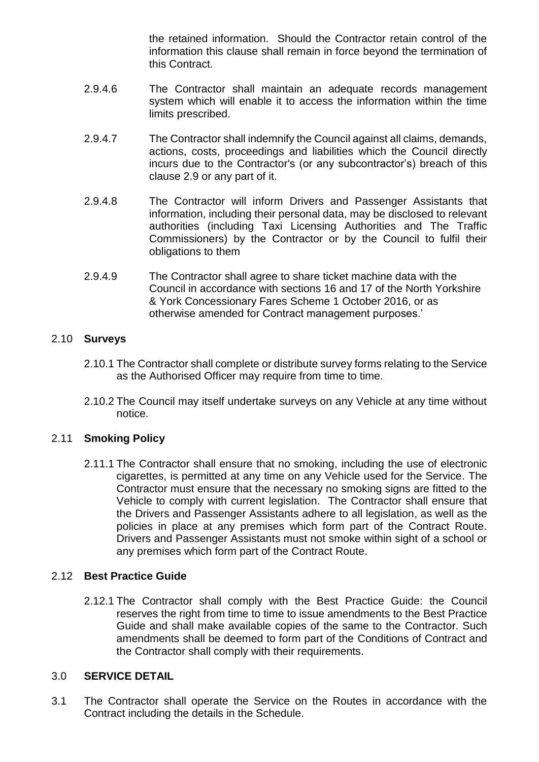the retained information. Should the Contractor retain control of the information this clause shall remain in force beyond the termination of this Contract.

2.9.4.6 The Contractor shall maintain an adequate records management system which will enable it to access the information within the time limits prescribed.

2.9.4.7 The Contractor shall indemnify the Council against all claims, demands, actions, costs, proceedings and liabilities which the Council directly incurs due to the Contractor's (or any subcontractor's) breach of this clause 2.9 or any part of it.

2.9.4.8 The Contractor will inform Drivers and Passenger Assistants that information, including their personal data, may be disclosed to relevant authorities (including Taxi Licensing Authorities and The Traffic Commissioners) by the Contractor or by the Council to fulfil their obligations to them

2.9.4.9 The Contractor shall agree to share ticket machine data with the Council in accordance with sections 16 and 17 of the North Yorkshire & York Concessionary Fares Scheme 1 October 2016, or as otherwise amended for Contract management purposes.'

## 2.10 **Surveys**

2.10.1 The Contractor shall complete or distribute survey forms relating to the Service as the Authorised Officer may require from time to time.

2.10.2 The Council may itself undertake surveys on any Vehicle at any time without notice.

## 2.11 **Smoking Policy**

2.11.1 The Contractor shall ensure that no smoking, including the use of electronic cigarettes, is permitted at any time on any Vehicle used for the Service. The Contractor must ensure that the necessary no smoking signs are fitted to the Vehicle to comply with current legislation. The Contractor shall ensure that the Drivers and Passenger Assistants adhere to all legislation, as well as the policies in place at any premises which form part of the Contract Route. Drivers and Passenger Assistants must not smoke within sight of a school or any premises which form part of the Contract Route.

## 2.12 **Best Practice Guide**

2.12.1 The Contractor shall comply with the Best Practice Guide: the Council reserves the right from time to time to issue amendments to the Best Practice Guide and shall make available copies of the same to the Contractor. Such amendments shall be deemed to form part of the Conditions of Contract and the Contractor shall comply with their requirements.

# 3.0 **SERVICE DETAIL**

3.1 The Contractor shall operate the Service on the Routes in accordance with the Contract including the details in the Schedule.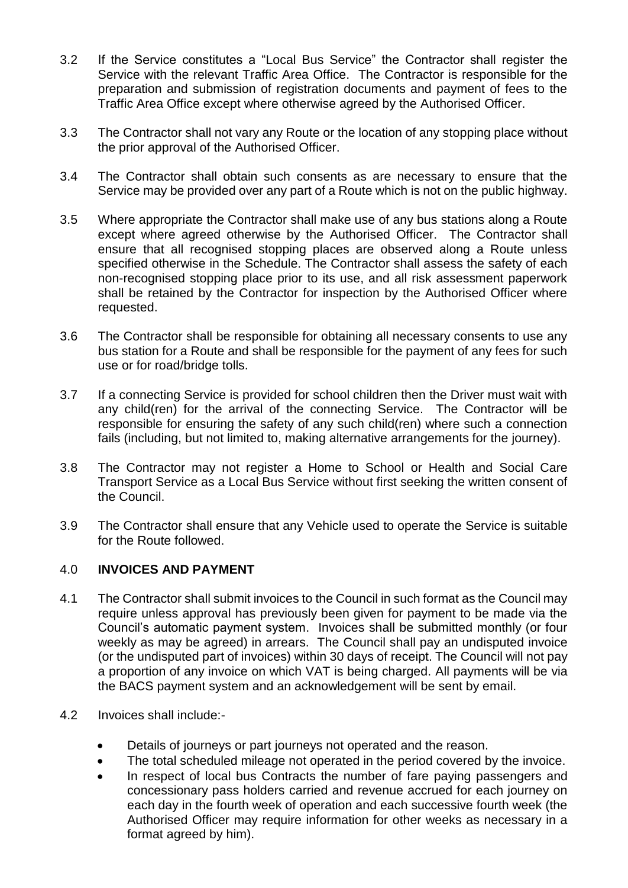3.2 If the Service constitutes a "Local Bus Service" the Contractor shall register the Service with the relevant Traffic Area Office. The Contractor is responsible for the preparation and submission of registration documents and payment of fees to the Traffic Area Office except where otherwise agreed by the Authorised Officer.

3.3 The Contractor shall not vary any Route or the location of any stopping place without the prior approval of the Authorised Officer.

3.4 The Contractor shall obtain such consents as are necessary to ensure that the Service may be provided over any part of a Route which is not on the public highway.

3.5 Where appropriate the Contractor shall make use of any bus stations along a Route except where agreed otherwise by the Authorised Officer. The Contractor shall ensure that all recognised stopping places are observed along a Route unless specified otherwise in the Schedule. The Contractor shall assess the safety of each non-recognised stopping place prior to its use, and all risk assessment paperwork shall be retained by the Contractor for inspection by the Authorised Officer where requested.

3.6 The Contractor shall be responsible for obtaining all necessary consents to use any bus station for a Route and shall be responsible for the payment of any fees for such use or for road/bridge tolls.

3.7 If a connecting Service is provided for school children then the Driver must wait with any child(ren) for the arrival of the connecting Service. The Contractor will be responsible for ensuring the safety of any such child(ren) where such a connection fails (including, but not limited to, making alternative arrangements for the journey).

3.8 The Contractor may not register a Home to School or Health and Social Care Transport Service as a Local Bus Service without first seeking the written consent of the Council.

3.9 The Contractor shall ensure that any Vehicle used to operate the Service is suitable for the Route followed.

## 4.0 INVOICES AND PAYMENT

4.1 The Contractor shall submit invoices to the Council in such format as the Council may require unless approval has previously been given for payment to be made via the Council's automatic payment system. Invoices shall be submitted monthly (or four weekly as may be agreed) in arrears. The Council shall pay an undisputed invoice (or the undisputed part of invoices) within 30 days of receipt. The Council will not pay a proportion of any invoice on which VAT is being charged. All payments will be via the BACS payment system and an acknowledgement will be sent by email.

4.2 Invoices shall include:-

- Details of journeys or part journeys not operated and the reason.
- The total scheduled mileage not operated in the period covered by the invoice.
- In respect of local bus Contracts the number of fare paying passengers and concessionary pass holders carried and revenue accrued for each journey on each day in the fourth week of operation and each successive fourth week (the Authorised Officer may require information for other weeks as necessary in a format agreed by him).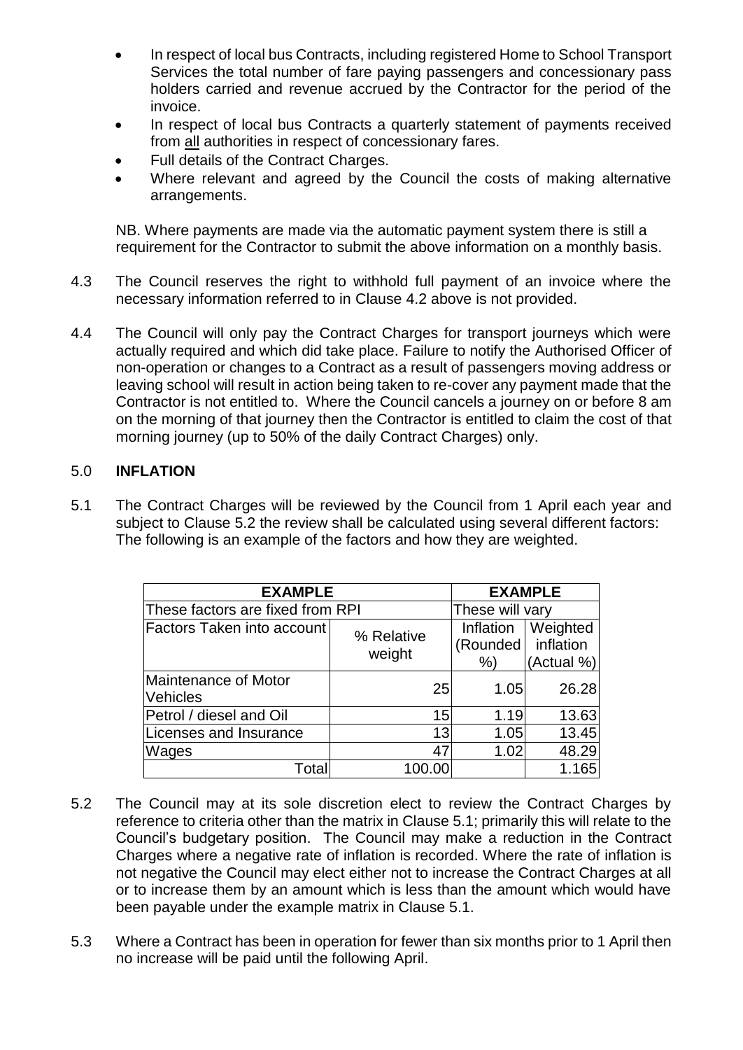- In respect of local bus Contracts, including registered Home to School Transport Services the total number of fare paying passengers and concessionary pass holders carried and revenue accrued by the Contractor for the period of the invoice.
- In respect of local bus Contracts a quarterly statement of payments received from all authorities in respect of concessionary fares.
- Full details of the Contract Charges.
- Where relevant and agreed by the Council the costs of making alternative arrangements.

NB. Where payments are made via the automatic payment system there is still a requirement for the Contractor to submit the above information on a monthly basis.

4.3 The Council reserves the right to withhold full payment of an invoice where the necessary information referred to in Clause 4.2 above is not provided.

4.4 The Council will only pay the Contract Charges for transport journeys which were actually required and which did take place. Failure to notify the Authorised Officer of non-operation or changes to a Contract as a result of passengers moving address or leaving school will result in action being taken to re-cover any payment made that the Contractor is not entitled to. Where the Council cancels a journey on or before 8 am on the morning of that journey then the Contractor is entitled to claim the cost of that morning journey (up to 50% of the daily Contract Charges) only.

## 5.0 INFLATION

5.1 The Contract Charges will be reviewed by the Council from 1 April each year and subject to Clause 5.2 the review shall be calculated using several different factors: The following is an example of the factors and how they are weighted.

| **EXAMPLE** | | **EXAMPLE** | |
|---|---|---|---|
| These factors are fixed from RPI | | These will vary | |
| Factors Taken into account | % Relative weight | Inflation (Rounded %) | Weighted inflation (Actual %) |
| Maintenance of Motor Vehicles | 25 | 1.05 | 26.28 |
| Petrol / diesel and Oil | 15 | 1.19 | 13.63 |
| Licenses and Insurance | 13 | 1.05 | 13.45 |
| Wages | 47 | 1.02 | 48.29 |
| Total | 100.00 | | 1.165 |

5.2 The Council may at its sole discretion elect to review the Contract Charges by reference to criteria other than the matrix in Clause 5.1; primarily this will relate to the Council's budgetary position. The Council may make a reduction in the Contract Charges where a negative rate of inflation is recorded. Where the rate of inflation is not negative the Council may elect either not to increase the Contract Charges at all or to increase them by an amount which is less than the amount which would have been payable under the example matrix in Clause 5.1.

5.3 Where a Contract has been in operation for fewer than six months prior to 1 April then no increase will be paid until the following April.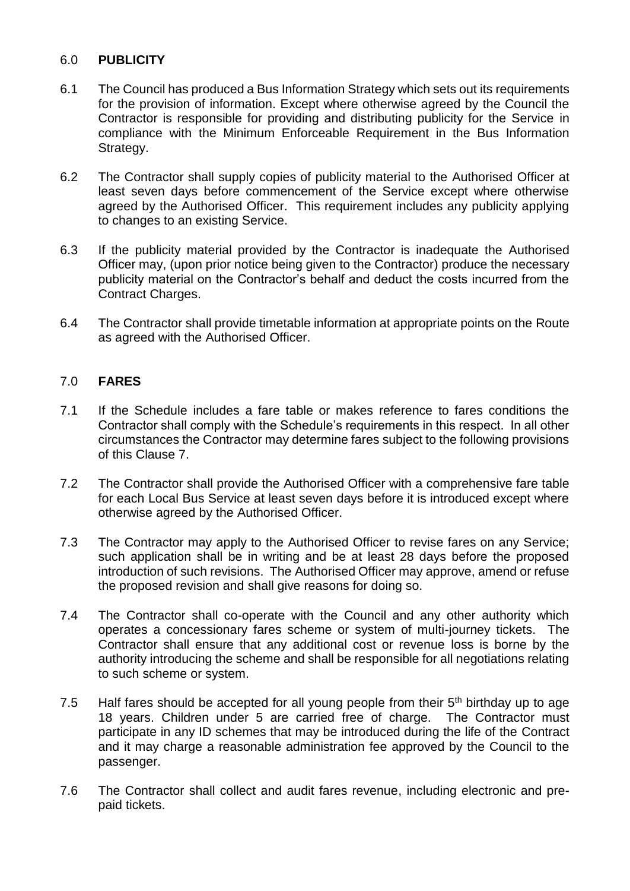## 6.0 PUBLICITY

6.1 The Council has produced a Bus Information Strategy which sets out its requirements for the provision of information. Except where otherwise agreed by the Council the Contractor is responsible for providing and distributing publicity for the Service in compliance with the Minimum Enforceable Requirement in the Bus Information Strategy.

6.2 The Contractor shall supply copies of publicity material to the Authorised Officer at least seven days before commencement of the Service except where otherwise agreed by the Authorised Officer. This requirement includes any publicity applying to changes to an existing Service.

6.3 If the publicity material provided by the Contractor is inadequate the Authorised Officer may, (upon prior notice being given to the Contractor) produce the necessary publicity material on the Contractor's behalf and deduct the costs incurred from the Contract Charges.

6.4 The Contractor shall provide timetable information at appropriate points on the Route as agreed with the Authorised Officer.

## 7.0 FARES

7.1 If the Schedule includes a fare table or makes reference to fares conditions the Contractor shall comply with the Schedule's requirements in this respect. In all other circumstances the Contractor may determine fares subject to the following provisions of this Clause 7.

7.2 The Contractor shall provide the Authorised Officer with a comprehensive fare table for each Local Bus Service at least seven days before it is introduced except where otherwise agreed by the Authorised Officer.

7.3 The Contractor may apply to the Authorised Officer to revise fares on any Service; such application shall be in writing and be at least 28 days before the proposed introduction of such revisions. The Authorised Officer may approve, amend or refuse the proposed revision and shall give reasons for doing so.

7.4 The Contractor shall co-operate with the Council and any other authority which operates a concessionary fares scheme or system of multi-journey tickets. The Contractor shall ensure that any additional cost or revenue loss is borne by the authority introducing the scheme and shall be responsible for all negotiations relating to such scheme or system.

7.5 Half fares should be accepted for all young people from their 5th birthday up to age 18 years. Children under 5 are carried free of charge. The Contractor must participate in any ID schemes that may be introduced during the life of the Contract and it may charge a reasonable administration fee approved by the Council to the passenger.

7.6 The Contractor shall collect and audit fares revenue, including electronic and pre-paid tickets.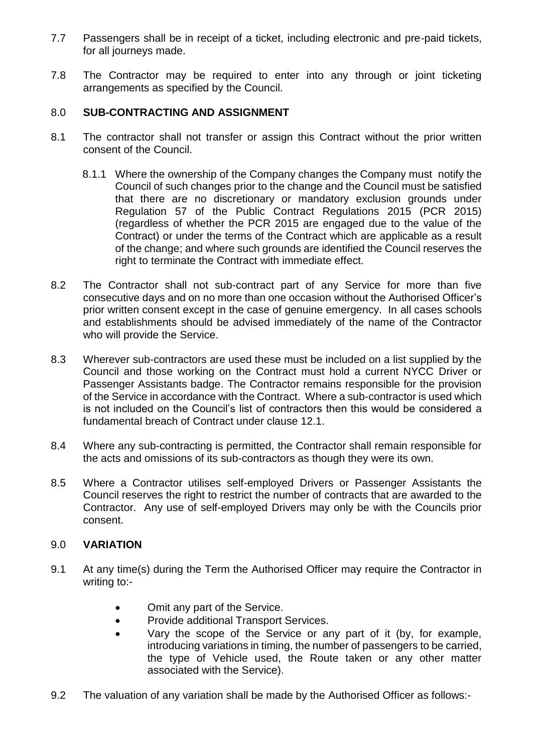7.7 Passengers shall be in receipt of a ticket, including electronic and pre-paid tickets, for all journeys made.

7.8 The Contractor may be required to enter into any through or joint ticketing arrangements as specified by the Council.

## 8.0 SUB-CONTRACTING AND ASSIGNMENT

8.1 The contractor shall not transfer or assign this Contract without the prior written consent of the Council.

> 8.1.1 Where the ownership of the Company changes the Company must notify the Council of such changes prior to the change and the Council must be satisfied that there are no discretionary or mandatory exclusion grounds under Regulation 57 of the Public Contract Regulations 2015 (PCR 2015) (regardless of whether the PCR 2015 are engaged due to the value of the Contract) or under the terms of the Contract which are applicable as a result of the change; and where such grounds are identified the Council reserves the right to terminate the Contract with immediate effect.

8.2 The Contractor shall not sub-contract part of any Service for more than five consecutive days and on no more than one occasion without the Authorised Officer's prior written consent except in the case of genuine emergency. In all cases schools and establishments should be advised immediately of the name of the Contractor who will provide the Service.

8.3 Wherever sub-contractors are used these must be included on a list supplied by the Council and those working on the Contract must hold a current NYCC Driver or Passenger Assistants badge. The Contractor remains responsible for the provision of the Service in accordance with the Contract. Where a sub-contractor is used which is not included on the Council's list of contractors then this would be considered a fundamental breach of Contract under clause 12.1.

8.4 Where any sub-contracting is permitted, the Contractor shall remain responsible for the acts and omissions of its sub-contractors as though they were its own.

8.5 Where a Contractor utilises self-employed Drivers or Passenger Assistants the Council reserves the right to restrict the number of contracts that are awarded to the Contractor. Any use of self-employed Drivers may only be with the Councils prior consent.

## 9.0 VARIATION

9.1 At any time(s) during the Term the Authorised Officer may require the Contractor in writing to:-

- Omit any part of the Service.
- Provide additional Transport Services.
- Vary the scope of the Service or any part of it (by, for example, introducing variations in timing, the number of passengers to be carried, the type of Vehicle used, the Route taken or any other matter associated with the Service).

9.2 The valuation of any variation shall be made by the Authorised Officer as follows:-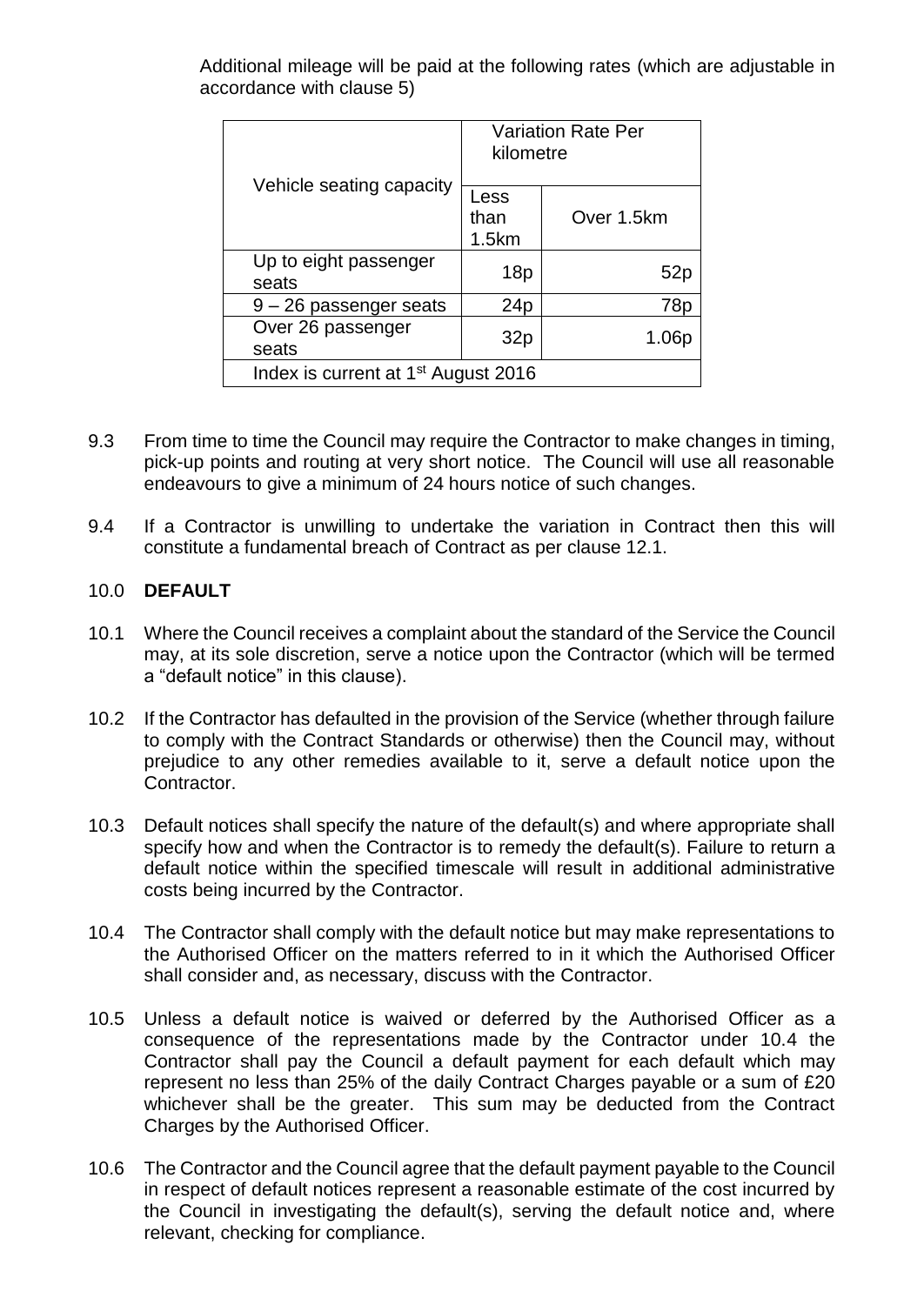Additional mileage will be paid at the following rates (which are adjustable in accordance with clause 5)

| Vehicle seating capacity | Variation Rate Per kilometre | |
|---|---|---|
| | Less than 1.5km | Over 1.5km |
| Up to eight passenger seats | 18p | 52p |
| 9 – 26 passenger seats | 24p | 78p |
| Over 26 passenger seats | 32p | 1.06p |
| Index is current at 1st August 2016 | | |

9.3 From time to time the Council may require the Contractor to make changes in timing, pick-up points and routing at very short notice. The Council will use all reasonable endeavours to give a minimum of 24 hours notice of such changes.

9.4 If a Contractor is unwilling to undertake the variation in Contract then this will constitute a fundamental breach of Contract as per clause 12.1.

## 10.0 DEFAULT

10.1 Where the Council receives a complaint about the standard of the Service the Council may, at its sole discretion, serve a notice upon the Contractor (which will be termed a "default notice" in this clause).

10.2 If the Contractor has defaulted in the provision of the Service (whether through failure to comply with the Contract Standards or otherwise) then the Council may, without prejudice to any other remedies available to it, serve a default notice upon the Contractor.

10.3 Default notices shall specify the nature of the default(s) and where appropriate shall specify how and when the Contractor is to remedy the default(s). Failure to return a default notice within the specified timescale will result in additional administrative costs being incurred by the Contractor.

10.4 The Contractor shall comply with the default notice but may make representations to the Authorised Officer on the matters referred to in it which the Authorised Officer shall consider and, as necessary, discuss with the Contractor.

10.5 Unless a default notice is waived or deferred by the Authorised Officer as a consequence of the representations made by the Contractor under 10.4 the Contractor shall pay the Council a default payment for each default which may represent no less than 25% of the daily Contract Charges payable or a sum of £20 whichever shall be the greater. This sum may be deducted from the Contract Charges by the Authorised Officer.

10.6 The Contractor and the Council agree that the default payment payable to the Council in respect of default notices represent a reasonable estimate of the cost incurred by the Council in investigating the default(s), serving the default notice and, where relevant, checking for compliance.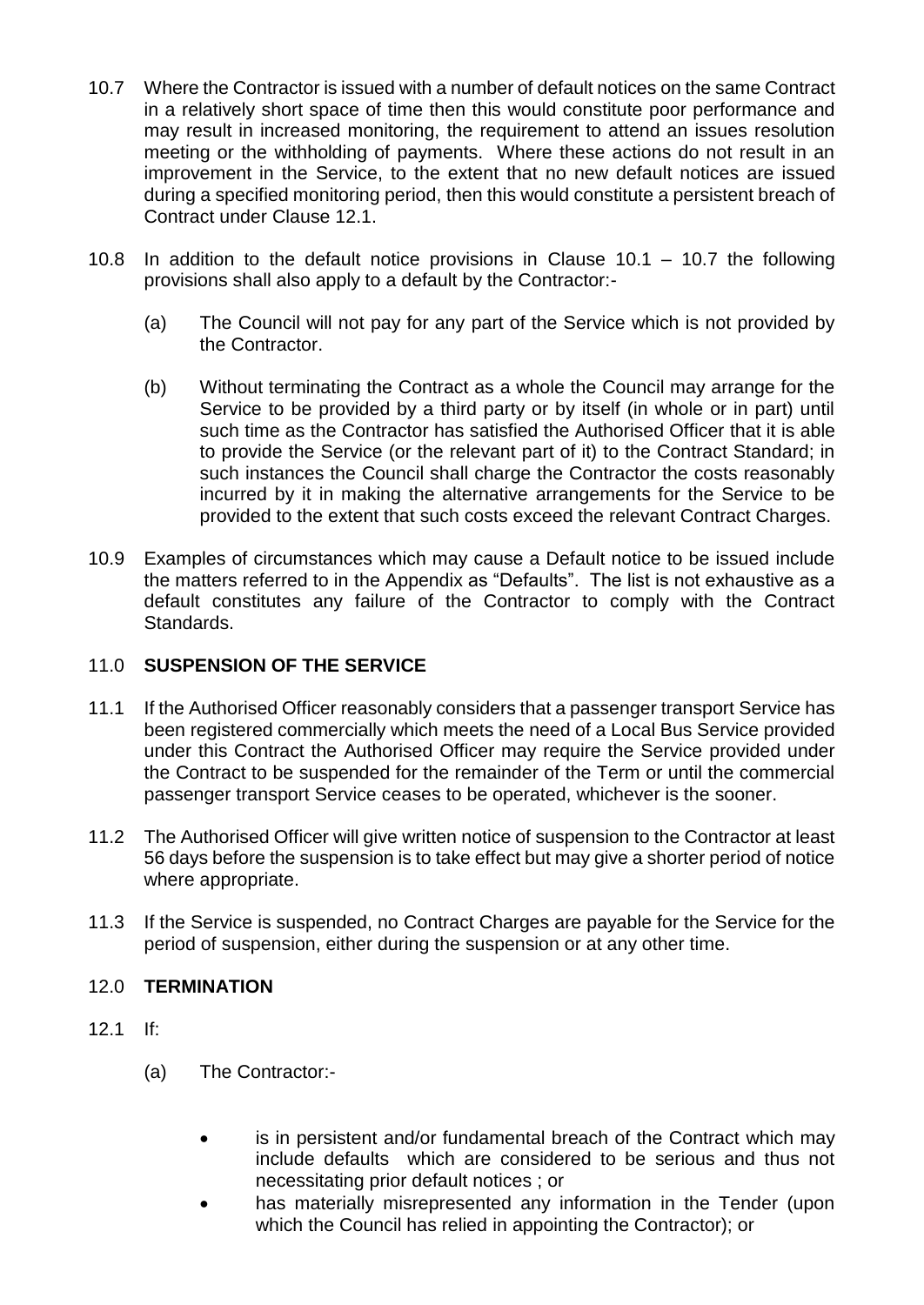10.7 Where the Contractor is issued with a number of default notices on the same Contract in a relatively short space of time then this would constitute poor performance and may result in increased monitoring, the requirement to attend an issues resolution meeting or the withholding of payments. Where these actions do not result in an improvement in the Service, to the extent that no new default notices are issued during a specified monitoring period, then this would constitute a persistent breach of Contract under Clause 12.1.

10.8 In addition to the default notice provisions in Clause 10.1 – 10.7 the following provisions shall also apply to a default by the Contractor:-

(a) The Council will not pay for any part of the Service which is not provided by the Contractor.

(b) Without terminating the Contract as a whole the Council may arrange for the Service to be provided by a third party or by itself (in whole or in part) until such time as the Contractor has satisfied the Authorised Officer that it is able to provide the Service (or the relevant part of it) to the Contract Standard; in such instances the Council shall charge the Contractor the costs reasonably incurred by it in making the alternative arrangements for the Service to be provided to the extent that such costs exceed the relevant Contract Charges.

10.9 Examples of circumstances which may cause a Default notice to be issued include the matters referred to in the Appendix as "Defaults". The list is not exhaustive as a default constitutes any failure of the Contractor to comply with the Contract Standards.

## 11.0 SUSPENSION OF THE SERVICE

11.1 If the Authorised Officer reasonably considers that a passenger transport Service has been registered commercially which meets the need of a Local Bus Service provided under this Contract the Authorised Officer may require the Service provided under the Contract to be suspended for the remainder of the Term or until the commercial passenger transport Service ceases to be operated, whichever is the sooner.

11.2 The Authorised Officer will give written notice of suspension to the Contractor at least 56 days before the suspension is to take effect but may give a shorter period of notice where appropriate.

11.3 If the Service is suspended, no Contract Charges are payable for the Service for the period of suspension, either during the suspension or at any other time.

## 12.0 TERMINATION

12.1 If:

(a) The Contractor:-

- is in persistent and/or fundamental breach of the Contract which may include defaults which are considered to be serious and thus not necessitating prior default notices ; or
- has materially misrepresented any information in the Tender (upon which the Council has relied in appointing the Contractor); or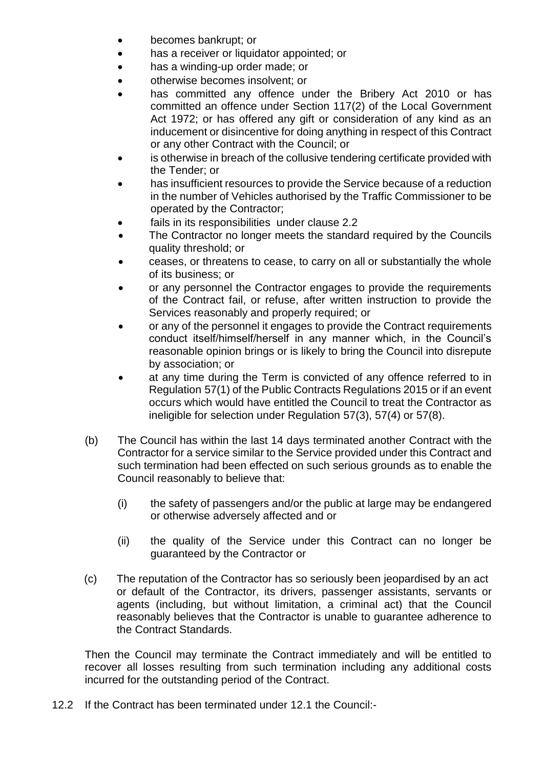- becomes bankrupt; or
- has a receiver or liquidator appointed; or
- has a winding-up order made; or
- otherwise becomes insolvent; or
- has committed any offence under the Bribery Act 2010 or has committed an offence under Section 117(2) of the Local Government Act 1972; or has offered any gift or consideration of any kind as an inducement or disincentive for doing anything in respect of this Contract or any other Contract with the Council; or
- is otherwise in breach of the collusive tendering certificate provided with the Tender; or
- has insufficient resources to provide the Service because of a reduction in the number of Vehicles authorised by the Traffic Commissioner to be operated by the Contractor;
- fails in its responsibilities under clause 2.2
- The Contractor no longer meets the standard required by the Councils quality threshold; or
- ceases, or threatens to cease, to carry on all or substantially the whole of its business; or
- or any personnel the Contractor engages to provide the requirements of the Contract fail, or refuse, after written instruction to provide the Services reasonably and properly required; or
- or any of the personnel it engages to provide the Contract requirements conduct itself/himself/herself in any manner which, in the Council's reasonable opinion brings or is likely to bring the Council into disrepute by association; or
- at any time during the Term is convicted of any offence referred to in Regulation 57(1) of the Public Contracts Regulations 2015 or if an event occurs which would have entitled the Council to treat the Contractor as ineligible for selection under Regulation 57(3), 57(4) or 57(8).

(b) The Council has within the last 14 days terminated another Contract with the Contractor for a service similar to the Service provided under this Contract and such termination had been effected on such serious grounds as to enable the Council reasonably to believe that:

(i) the safety of passengers and/or the public at large may be endangered or otherwise adversely affected and or

(ii) the quality of the Service under this Contract can no longer be guaranteed by the Contractor or

(c) The reputation of the Contractor has so seriously been jeopardised by an act or default of the Contractor, its drivers, passenger assistants, servants or agents (including, but without limitation, a criminal act) that the Council reasonably believes that the Contractor is unable to guarantee adherence to the Contract Standards.

Then the Council may terminate the Contract immediately and will be entitled to recover all losses resulting from such termination including any additional costs incurred for the outstanding period of the Contract.

12.2 If the Contract has been terminated under 12.1 the Council:-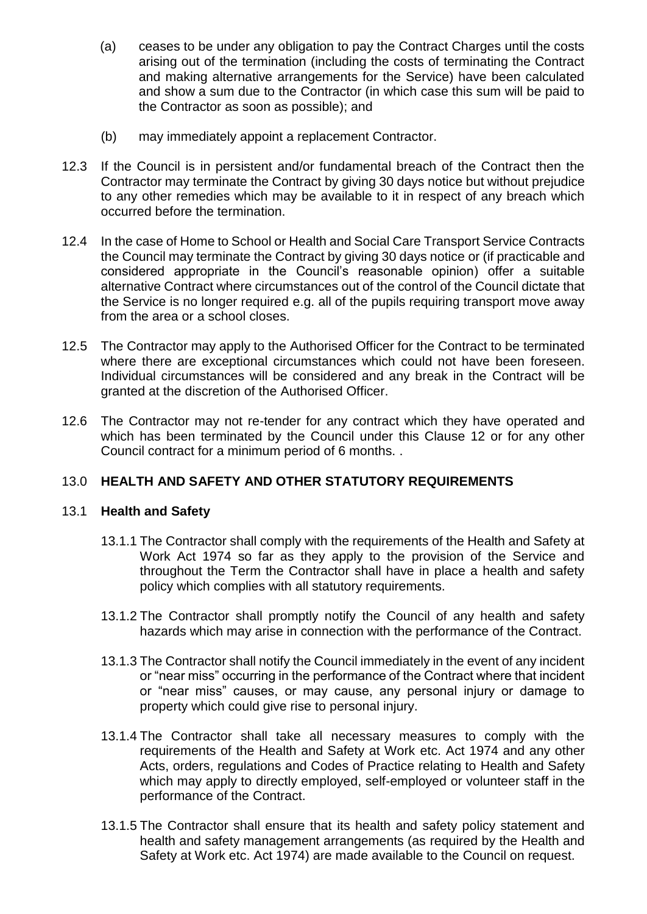(a) ceases to be under any obligation to pay the Contract Charges until the costs arising out of the termination (including the costs of terminating the Contract and making alternative arrangements for the Service) have been calculated and show a sum due to the Contractor (in which case this sum will be paid to the Contractor as soon as possible); and

(b) may immediately appoint a replacement Contractor.

12.3 If the Council is in persistent and/or fundamental breach of the Contract then the Contractor may terminate the Contract by giving 30 days notice but without prejudice to any other remedies which may be available to it in respect of any breach which occurred before the termination.

12.4 In the case of Home to School or Health and Social Care Transport Service Contracts the Council may terminate the Contract by giving 30 days notice or (if practicable and considered appropriate in the Council's reasonable opinion) offer a suitable alternative Contract where circumstances out of the control of the Council dictate that the Service is no longer required e.g. all of the pupils requiring transport move away from the area or a school closes.

12.5 The Contractor may apply to the Authorised Officer for the Contract to be terminated where there are exceptional circumstances which could not have been foreseen. Individual circumstances will be considered and any break in the Contract will be granted at the discretion of the Authorised Officer.

12.6 The Contractor may not re-tender for any contract which they have operated and which has been terminated by the Council under this Clause 12 or for any other Council contract for a minimum period of 6 months. .

## 13.0 HEALTH AND SAFETY AND OTHER STATUTORY REQUIREMENTS

### 13.1 Health and Safety

13.1.1 The Contractor shall comply with the requirements of the Health and Safety at Work Act 1974 so far as they apply to the provision of the Service and throughout the Term the Contractor shall have in place a health and safety policy which complies with all statutory requirements.

13.1.2 The Contractor shall promptly notify the Council of any health and safety hazards which may arise in connection with the performance of the Contract.

13.1.3 The Contractor shall notify the Council immediately in the event of any incident or "near miss" occurring in the performance of the Contract where that incident or "near miss" causes, or may cause, any personal injury or damage to property which could give rise to personal injury.

13.1.4 The Contractor shall take all necessary measures to comply with the requirements of the Health and Safety at Work etc. Act 1974 and any other Acts, orders, regulations and Codes of Practice relating to Health and Safety which may apply to directly employed, self-employed or volunteer staff in the performance of the Contract.

13.1.5 The Contractor shall ensure that its health and safety policy statement and health and safety management arrangements (as required by the Health and Safety at Work etc. Act 1974) are made available to the Council on request.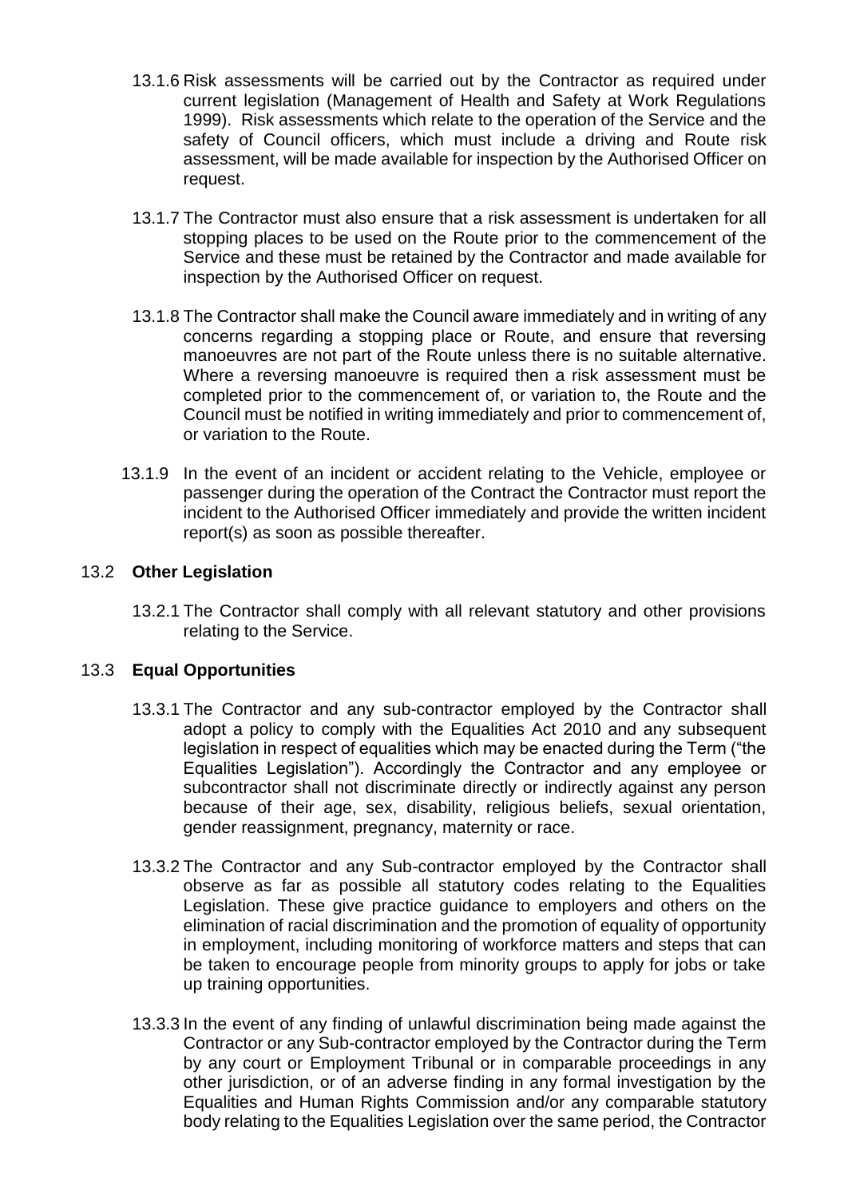13.1.6 Risk assessments will be carried out by the Contractor as required under current legislation (Management of Health and Safety at Work Regulations 1999). Risk assessments which relate to the operation of the Service and the safety of Council officers, which must include a driving and Route risk assessment, will be made available for inspection by the Authorised Officer on request.

13.1.7 The Contractor must also ensure that a risk assessment is undertaken for all stopping places to be used on the Route prior to the commencement of the Service and these must be retained by the Contractor and made available for inspection by the Authorised Officer on request.

13.1.8 The Contractor shall make the Council aware immediately and in writing of any concerns regarding a stopping place or Route, and ensure that reversing manoeuvres are not part of the Route unless there is no suitable alternative. Where a reversing manoeuvre is required then a risk assessment must be completed prior to the commencement of, or variation to, the Route and the Council must be notified in writing immediately and prior to commencement of, or variation to the Route.

13.1.9 In the event of an incident or accident relating to the Vehicle, employee or passenger during the operation of the Contract the Contractor must report the incident to the Authorised Officer immediately and provide the written incident report(s) as soon as possible thereafter.

### 13.2 **Other Legislation**

13.2.1 The Contractor shall comply with all relevant statutory and other provisions relating to the Service.

### 13.3 **Equal Opportunities**

13.3.1 The Contractor and any sub-contractor employed by the Contractor shall adopt a policy to comply with the Equalities Act 2010 and any subsequent legislation in respect of equalities which may be enacted during the Term ("the Equalities Legislation"). Accordingly the Contractor and any employee or subcontractor shall not discriminate directly or indirectly against any person because of their age, sex, disability, religious beliefs, sexual orientation, gender reassignment, pregnancy, maternity or race.

13.3.2 The Contractor and any Sub-contractor employed by the Contractor shall observe as far as possible all statutory codes relating to the Equalities Legislation. These give practice guidance to employers and others on the elimination of racial discrimination and the promotion of equality of opportunity in employment, including monitoring of workforce matters and steps that can be taken to encourage people from minority groups to apply for jobs or take up training opportunities.

13.3.3 In the event of any finding of unlawful discrimination being made against the Contractor or any Sub-contractor employed by the Contractor during the Term by any court or Employment Tribunal or in comparable proceedings in any other jurisdiction, or of an adverse finding in any formal investigation by the Equalities and Human Rights Commission and/or any comparable statutory body relating to the Equalities Legislation over the same period, the Contractor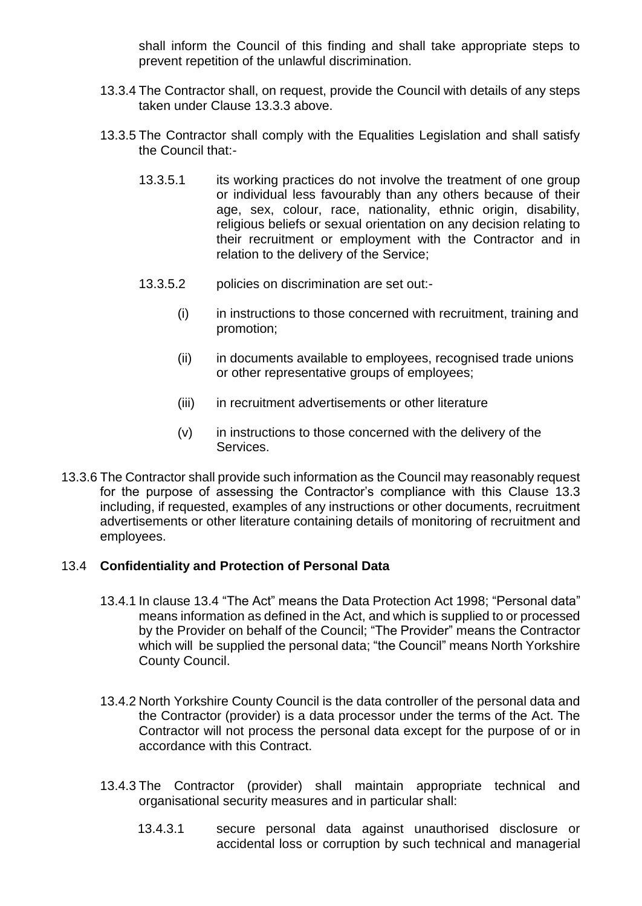shall inform the Council of this finding and shall take appropriate steps to prevent repetition of the unlawful discrimination.

13.3.4 The Contractor shall, on request, provide the Council with details of any steps taken under Clause 13.3.3 above.

13.3.5 The Contractor shall comply with the Equalities Legislation and shall satisfy the Council that:-

13.3.5.1 its working practices do not involve the treatment of one group or individual less favourably than any others because of their age, sex, colour, race, nationality, ethnic origin, disability, religious beliefs or sexual orientation on any decision relating to their recruitment or employment with the Contractor and in relation to the delivery of the Service;

13.3.5.2 policies on discrimination are set out:-

(i) in instructions to those concerned with recruitment, training and promotion;

(ii) in documents available to employees, recognised trade unions or other representative groups of employees;

(iii) in recruitment advertisements or other literature

(v) in instructions to those concerned with the delivery of the Services.

13.3.6 The Contractor shall provide such information as the Council may reasonably request for the purpose of assessing the Contractor's compliance with this Clause 13.3 including, if requested, examples of any instructions or other documents, recruitment advertisements or other literature containing details of monitoring of recruitment and employees.

13.4 **Confidentiality and Protection of Personal Data**

13.4.1 In clause 13.4 "The Act" means the Data Protection Act 1998; "Personal data" means information as defined in the Act, and which is supplied to or processed by the Provider on behalf of the Council; "The Provider" means the Contractor which will be supplied the personal data; "the Council" means North Yorkshire County Council.

13.4.2 North Yorkshire County Council is the data controller of the personal data and the Contractor (provider) is a data processor under the terms of the Act. The Contractor will not process the personal data except for the purpose of or in accordance with this Contract.

13.4.3 The Contractor (provider) shall maintain appropriate technical and organisational security measures and in particular shall:

13.4.3.1 secure personal data against unauthorised disclosure or accidental loss or corruption by such technical and managerial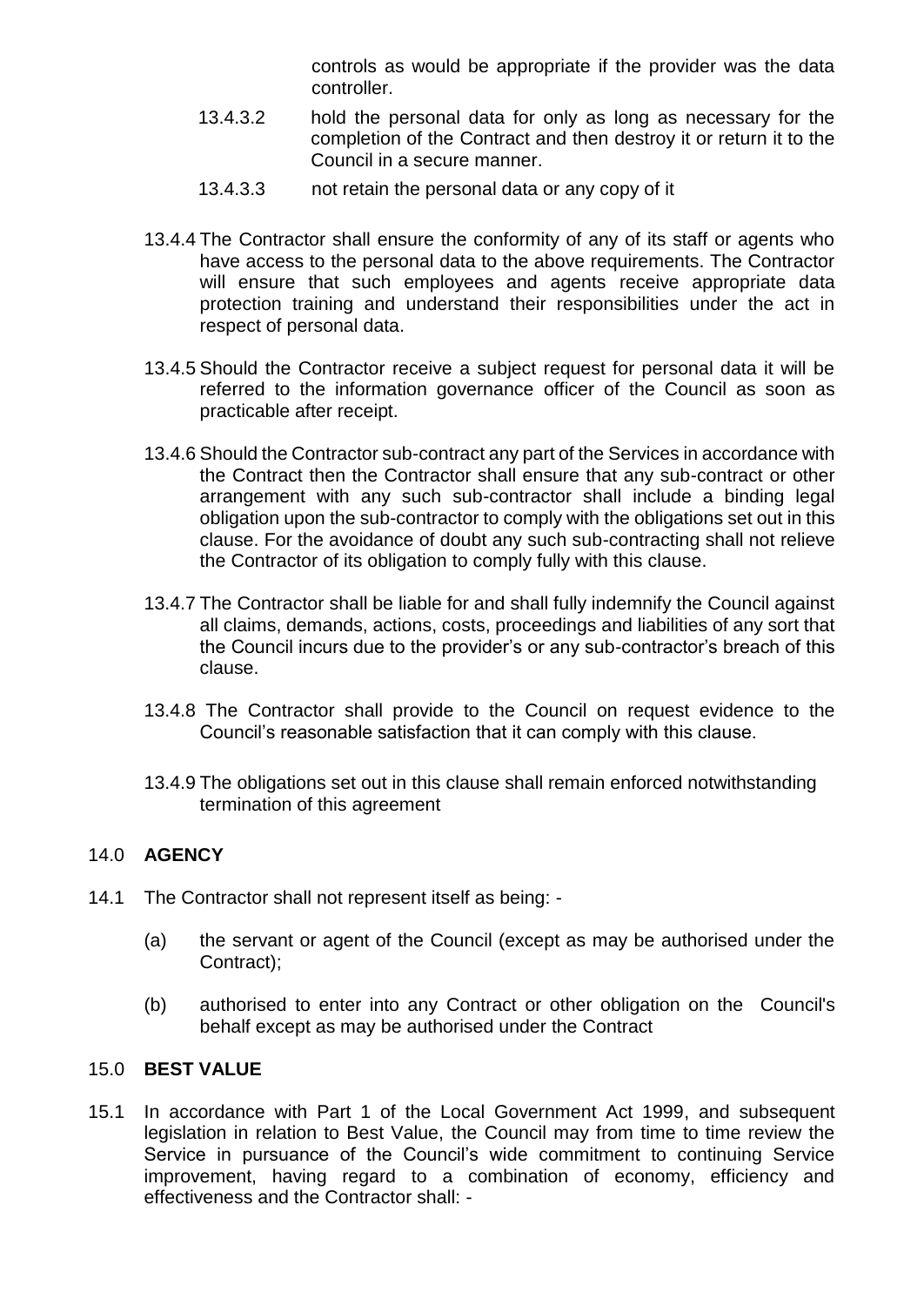controls as would be appropriate if the provider was the data controller.

13.4.3.2 hold the personal data for only as long as necessary for the completion of the Contract and then destroy it or return it to the Council in a secure manner.

13.4.3.3 not retain the personal data or any copy of it

13.4.4 The Contractor shall ensure the conformity of any of its staff or agents who have access to the personal data to the above requirements. The Contractor will ensure that such employees and agents receive appropriate data protection training and understand their responsibilities under the act in respect of personal data.

13.4.5 Should the Contractor receive a subject request for personal data it will be referred to the information governance officer of the Council as soon as practicable after receipt.

13.4.6 Should the Contractor sub-contract any part of the Services in accordance with the Contract then the Contractor shall ensure that any sub-contract or other arrangement with any such sub-contractor shall include a binding legal obligation upon the sub-contractor to comply with the obligations set out in this clause. For the avoidance of doubt any such sub-contracting shall not relieve the Contractor of its obligation to comply fully with this clause.

13.4.7 The Contractor shall be liable for and shall fully indemnify the Council against all claims, demands, actions, costs, proceedings and liabilities of any sort that the Council incurs due to the provider's or any sub-contractor's breach of this clause.

13.4.8 The Contractor shall provide to the Council on request evidence to the Council's reasonable satisfaction that it can comply with this clause.

13.4.9 The obligations set out in this clause shall remain enforced notwithstanding termination of this agreement

## 14.0 **AGENCY**

14.1 The Contractor shall not represent itself as being: -

(a) the servant or agent of the Council (except as may be authorised under the Contract);

(b) authorised to enter into any Contract or other obligation on the Council's behalf except as may be authorised under the Contract

## 15.0 **BEST VALUE**

15.1 In accordance with Part 1 of the Local Government Act 1999, and subsequent legislation in relation to Best Value, the Council may from time to time review the Service in pursuance of the Council's wide commitment to continuing Service improvement, having regard to a combination of economy, efficiency and effectiveness and the Contractor shall: -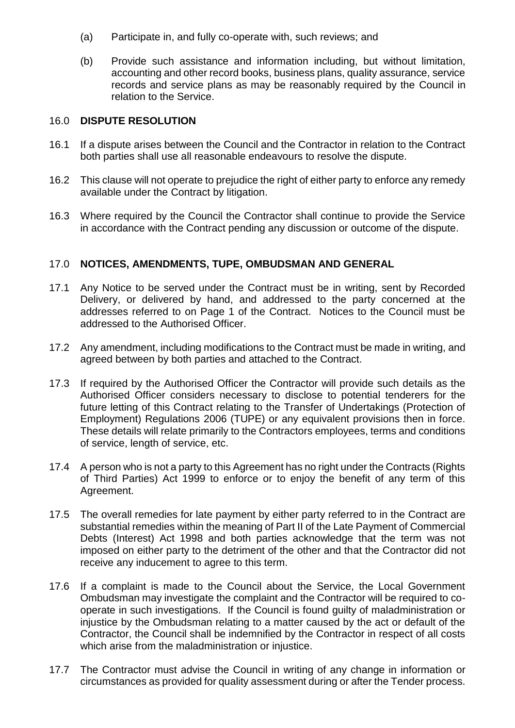(a) Participate in, and fully co-operate with, such reviews; and

(b) Provide such assistance and information including, but without limitation, accounting and other record books, business plans, quality assurance, service records and service plans as may be reasonably required by the Council in relation to the Service.

## 16.0 DISPUTE RESOLUTION

16.1 If a dispute arises between the Council and the Contractor in relation to the Contract both parties shall use all reasonable endeavours to resolve the dispute.

16.2 This clause will not operate to prejudice the right of either party to enforce any remedy available under the Contract by litigation.

16.3 Where required by the Council the Contractor shall continue to provide the Service in accordance with the Contract pending any discussion or outcome of the dispute.

## 17.0 NOTICES, AMENDMENTS, TUPE, OMBUDSMAN AND GENERAL

17.1 Any Notice to be served under the Contract must be in writing, sent by Recorded Delivery, or delivered by hand, and addressed to the party concerned at the addresses referred to on Page 1 of the Contract. Notices to the Council must be addressed to the Authorised Officer.

17.2 Any amendment, including modifications to the Contract must be made in writing, and agreed between by both parties and attached to the Contract.

17.3 If required by the Authorised Officer the Contractor will provide such details as the Authorised Officer considers necessary to disclose to potential tenderers for the future letting of this Contract relating to the Transfer of Undertakings (Protection of Employment) Regulations 2006 (TUPE) or any equivalent provisions then in force. These details will relate primarily to the Contractors employees, terms and conditions of service, length of service, etc.

17.4 A person who is not a party to this Agreement has no right under the Contracts (Rights of Third Parties) Act 1999 to enforce or to enjoy the benefit of any term of this Agreement.

17.5 The overall remedies for late payment by either party referred to in the Contract are substantial remedies within the meaning of Part II of the Late Payment of Commercial Debts (Interest) Act 1998 and both parties acknowledge that the term was not imposed on either party to the detriment of the other and that the Contractor did not receive any inducement to agree to this term.

17.6 If a complaint is made to the Council about the Service, the Local Government Ombudsman may investigate the complaint and the Contractor will be required to co-operate in such investigations. If the Council is found guilty of maladministration or injustice by the Ombudsman relating to a matter caused by the act or default of the Contractor, the Council shall be indemnified by the Contractor in respect of all costs which arise from the maladministration or injustice.

17.7 The Contractor must advise the Council in writing of any change in information or circumstances as provided for quality assessment during or after the Tender process.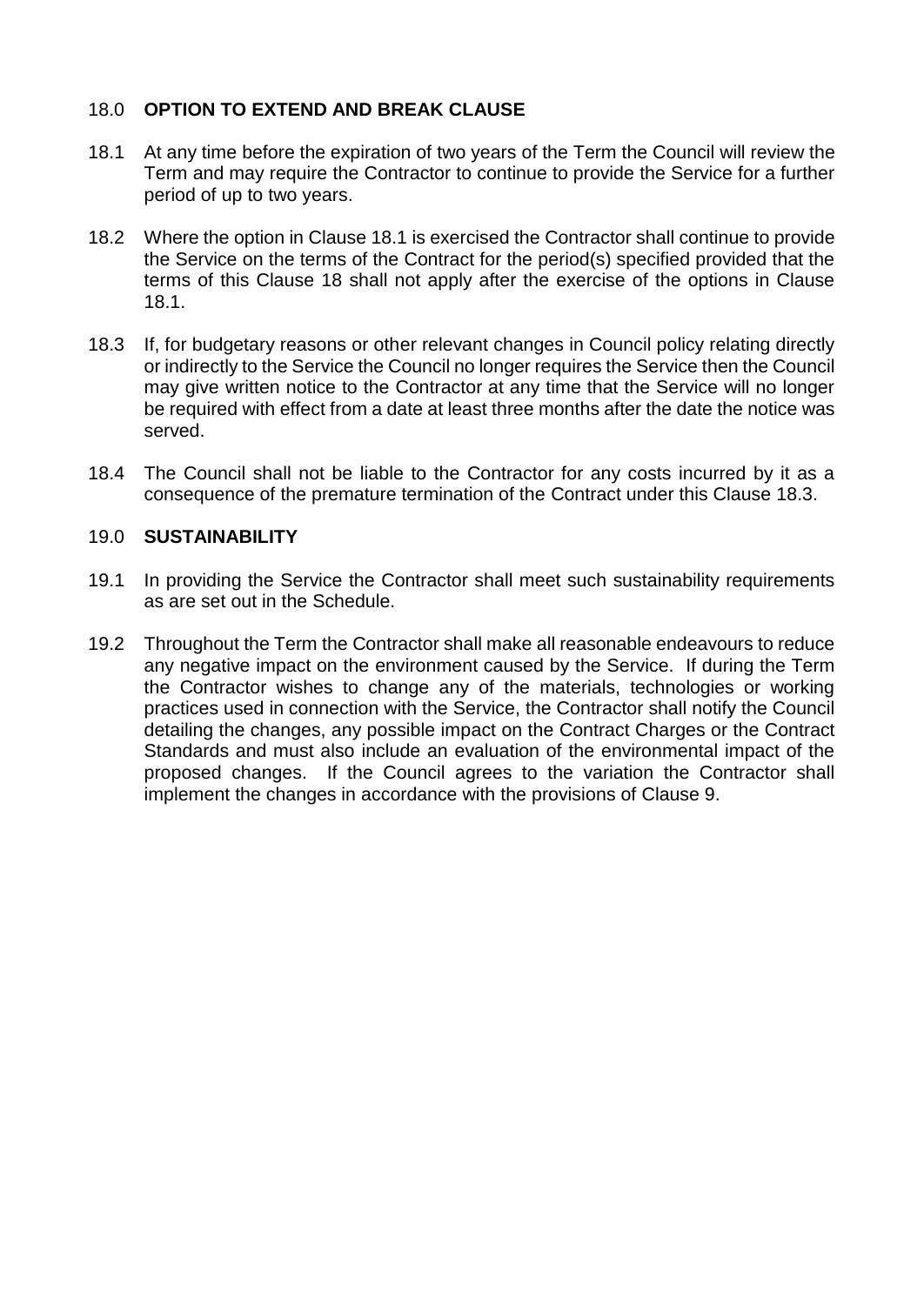## 18.0 **OPTION TO EXTEND AND BREAK CLAUSE**

18.1 At any time before the expiration of two years of the Term the Council will review the Term and may require the Contractor to continue to provide the Service for a further period of up to two years.

18.2 Where the option in Clause 18.1 is exercised the Contractor shall continue to provide the Service on the terms of the Contract for the period(s) specified provided that the terms of this Clause 18 shall not apply after the exercise of the options in Clause 18.1.

18.3 If, for budgetary reasons or other relevant changes in Council policy relating directly or indirectly to the Service the Council no longer requires the Service then the Council may give written notice to the Contractor at any time that the Service will no longer be required with effect from a date at least three months after the date the notice was served.

18.4 The Council shall not be liable to the Contractor for any costs incurred by it as a consequence of the premature termination of the Contract under this Clause 18.3.

## 19.0 **SUSTAINABILITY**

19.1 In providing the Service the Contractor shall meet such sustainability requirements as are set out in the Schedule.

19.2 Throughout the Term the Contractor shall make all reasonable endeavours to reduce any negative impact on the environment caused by the Service. If during the Term the Contractor wishes to change any of the materials, technologies or working practices used in connection with the Service, the Contractor shall notify the Council detailing the changes, any possible impact on the Contract Charges or the Contract Standards and must also include an evaluation of the environmental impact of the proposed changes. If the Council agrees to the variation the Contractor shall implement the changes in accordance with the provisions of Clause 9.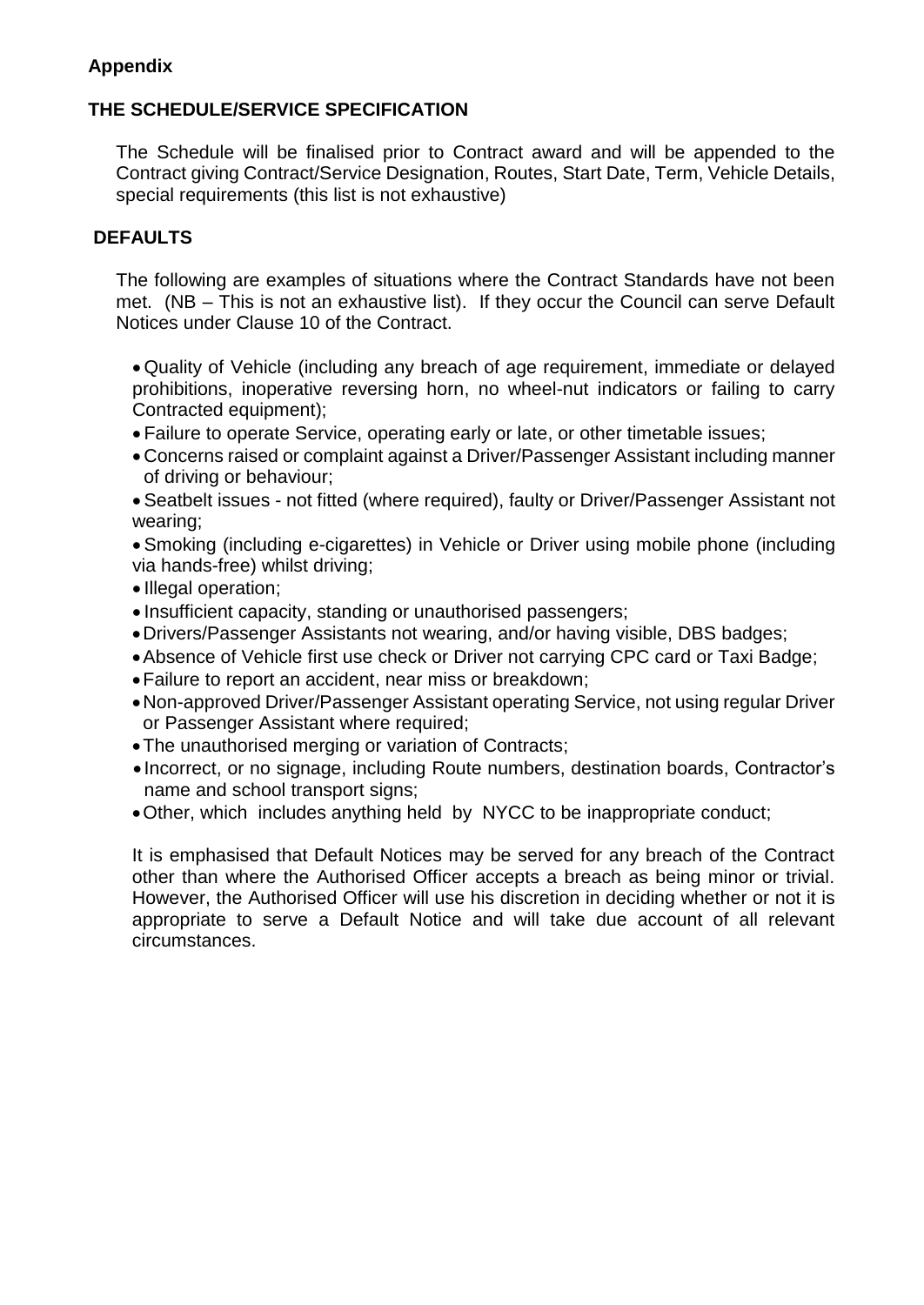**Appendix**

## THE SCHEDULE/SERVICE SPECIFICATION

The Schedule will be finalised prior to Contract award and will be appended to the Contract giving Contract/Service Designation, Routes, Start Date, Term, Vehicle Details, special requirements (this list is not exhaustive)

## DEFAULTS

The following are examples of situations where the Contract Standards have not been met. (NB – This is not an exhaustive list). If they occur the Council can serve Default Notices under Clause 10 of the Contract.

- Quality of Vehicle (including any breach of age requirement, immediate or delayed prohibitions, inoperative reversing horn, no wheel-nut indicators or failing to carry Contracted equipment);
- Failure to operate Service, operating early or late, or other timetable issues;
- Concerns raised or complaint against a Driver/Passenger Assistant including manner of driving or behaviour;
- Seatbelt issues - not fitted (where required), faulty or Driver/Passenger Assistant not wearing;
- Smoking (including e-cigarettes) in Vehicle or Driver using mobile phone (including via hands-free) whilst driving;
- Illegal operation;
- Insufficient capacity, standing or unauthorised passengers;
- Drivers/Passenger Assistants not wearing, and/or having visible, DBS badges;
- Absence of Vehicle first use check or Driver not carrying CPC card or Taxi Badge;
- Failure to report an accident, near miss or breakdown;
- Non-approved Driver/Passenger Assistant operating Service, not using regular Driver or Passenger Assistant where required;
- The unauthorised merging or variation of Contracts;
- Incorrect, or no signage, including Route numbers, destination boards, Contractor's name and school transport signs;
- Other, which includes anything held by NYCC to be inappropriate conduct;

It is emphasised that Default Notices may be served for any breach of the Contract other than where the Authorised Officer accepts a breach as being minor or trivial. However, the Authorised Officer will use his discretion in deciding whether or not it is appropriate to serve a Default Notice and will take due account of all relevant circumstances.